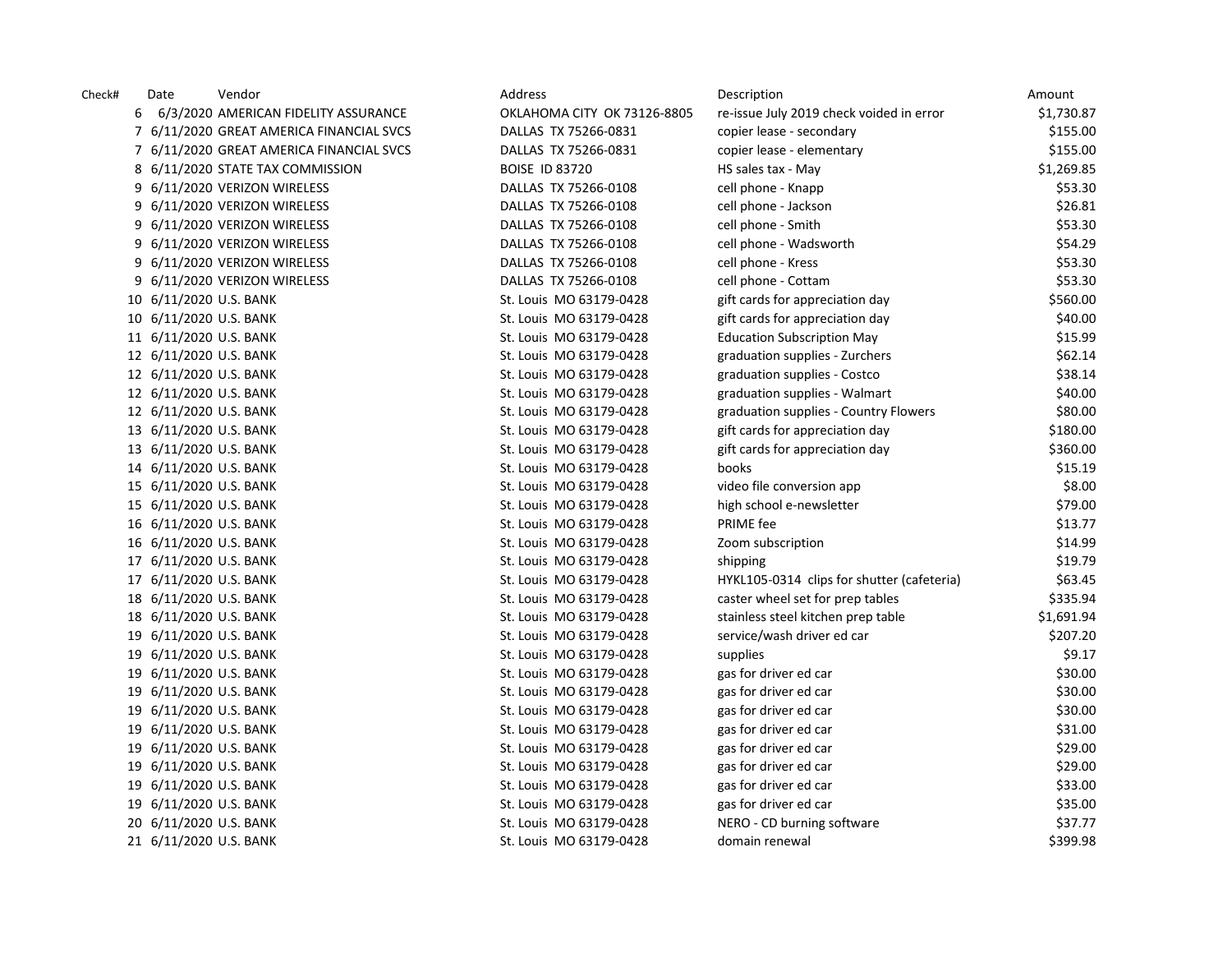| Check# | Date | Vendor | Address | Description | Amount |
|---|---|---|---|---|---|
| 6 | 6/3/2020 | AMERICAN FIDELITY ASSURANCE | OKLAHOMA CITY OK 73126-8805 | re-issue July 2019 check voided in error | $1,730.87 |
| 7 | 6/11/2020 | GREAT AMERICA FINANCIAL SVCS | DALLAS TX 75266-0831 | copier lease - secondary | $155.00 |
| 7 | 6/11/2020 | GREAT AMERICA FINANCIAL SVCS | DALLAS TX 75266-0831 | copier lease - elementary | $155.00 |
| 8 | 6/11/2020 | STATE TAX COMMISSION | BOISE ID 83720 | HS sales tax - May | $1,269.85 |
| 9 | 6/11/2020 | VERIZON WIRELESS | DALLAS TX 75266-0108 | cell phone - Knapp | $53.30 |
| 9 | 6/11/2020 | VERIZON WIRELESS | DALLAS TX 75266-0108 | cell phone - Jackson | $26.81 |
| 9 | 6/11/2020 | VERIZON WIRELESS | DALLAS TX 75266-0108 | cell phone - Smith | $53.30 |
| 9 | 6/11/2020 | VERIZON WIRELESS | DALLAS TX 75266-0108 | cell phone - Wadsworth | $54.29 |
| 9 | 6/11/2020 | VERIZON WIRELESS | DALLAS TX 75266-0108 | cell phone - Kress | $53.30 |
| 9 | 6/11/2020 | VERIZON WIRELESS | DALLAS TX 75266-0108 | cell phone - Cottam | $53.30 |
| 10 | 6/11/2020 | U.S. BANK | St. Louis MO 63179-0428 | gift cards for appreciation day | $560.00 |
| 10 | 6/11/2020 | U.S. BANK | St. Louis MO 63179-0428 | gift cards for appreciation day | $40.00 |
| 11 | 6/11/2020 | U.S. BANK | St. Louis MO 63179-0428 | Education Subscription May | $15.99 |
| 12 | 6/11/2020 | U.S. BANK | St. Louis MO 63179-0428 | graduation supplies - Zurchers | $62.14 |
| 12 | 6/11/2020 | U.S. BANK | St. Louis MO 63179-0428 | graduation supplies - Costco | $38.14 |
| 12 | 6/11/2020 | U.S. BANK | St. Louis MO 63179-0428 | graduation supplies - Walmart | $40.00 |
| 12 | 6/11/2020 | U.S. BANK | St. Louis MO 63179-0428 | graduation supplies - Country Flowers | $80.00 |
| 13 | 6/11/2020 | U.S. BANK | St. Louis MO 63179-0428 | gift cards for appreciation day | $180.00 |
| 13 | 6/11/2020 | U.S. BANK | St. Louis MO 63179-0428 | gift cards for appreciation day | $360.00 |
| 14 | 6/11/2020 | U.S. BANK | St. Louis MO 63179-0428 | books | $15.19 |
| 15 | 6/11/2020 | U.S. BANK | St. Louis MO 63179-0428 | video file conversion app | $8.00 |
| 15 | 6/11/2020 | U.S. BANK | St. Louis MO 63179-0428 | high school e-newsletter | $79.00 |
| 16 | 6/11/2020 | U.S. BANK | St. Louis MO 63179-0428 | PRIME fee | $13.77 |
| 16 | 6/11/2020 | U.S. BANK | St. Louis MO 63179-0428 | Zoom subscription | $14.99 |
| 17 | 6/11/2020 | U.S. BANK | St. Louis MO 63179-0428 | shipping | $19.79 |
| 17 | 6/11/2020 | U.S. BANK | St. Louis MO 63179-0428 | HYKL105-0314 clips for shutter (cafeteria) | $63.45 |
| 18 | 6/11/2020 | U.S. BANK | St. Louis MO 63179-0428 | caster wheel set for prep tables | $335.94 |
| 18 | 6/11/2020 | U.S. BANK | St. Louis MO 63179-0428 | stainless steel kitchen prep table | $1,691.94 |
| 19 | 6/11/2020 | U.S. BANK | St. Louis MO 63179-0428 | service/wash driver ed car | $207.20 |
| 19 | 6/11/2020 | U.S. BANK | St. Louis MO 63179-0428 | supplies | $9.17 |
| 19 | 6/11/2020 | U.S. BANK | St. Louis MO 63179-0428 | gas for driver ed car | $30.00 |
| 19 | 6/11/2020 | U.S. BANK | St. Louis MO 63179-0428 | gas for driver ed car | $30.00 |
| 19 | 6/11/2020 | U.S. BANK | St. Louis MO 63179-0428 | gas for driver ed car | $30.00 |
| 19 | 6/11/2020 | U.S. BANK | St. Louis MO 63179-0428 | gas for driver ed car | $31.00 |
| 19 | 6/11/2020 | U.S. BANK | St. Louis MO 63179-0428 | gas for driver ed car | $29.00 |
| 19 | 6/11/2020 | U.S. BANK | St. Louis MO 63179-0428 | gas for driver ed car | $29.00 |
| 19 | 6/11/2020 | U.S. BANK | St. Louis MO 63179-0428 | gas for driver ed car | $33.00 |
| 19 | 6/11/2020 | U.S. BANK | St. Louis MO 63179-0428 | gas for driver ed car | $35.00 |
| 20 | 6/11/2020 | U.S. BANK | St. Louis MO 63179-0428 | NERO - CD burning software | $37.77 |
| 21 | 6/11/2020 | U.S. BANK | St. Louis MO 63179-0428 | domain renewal | $399.98 |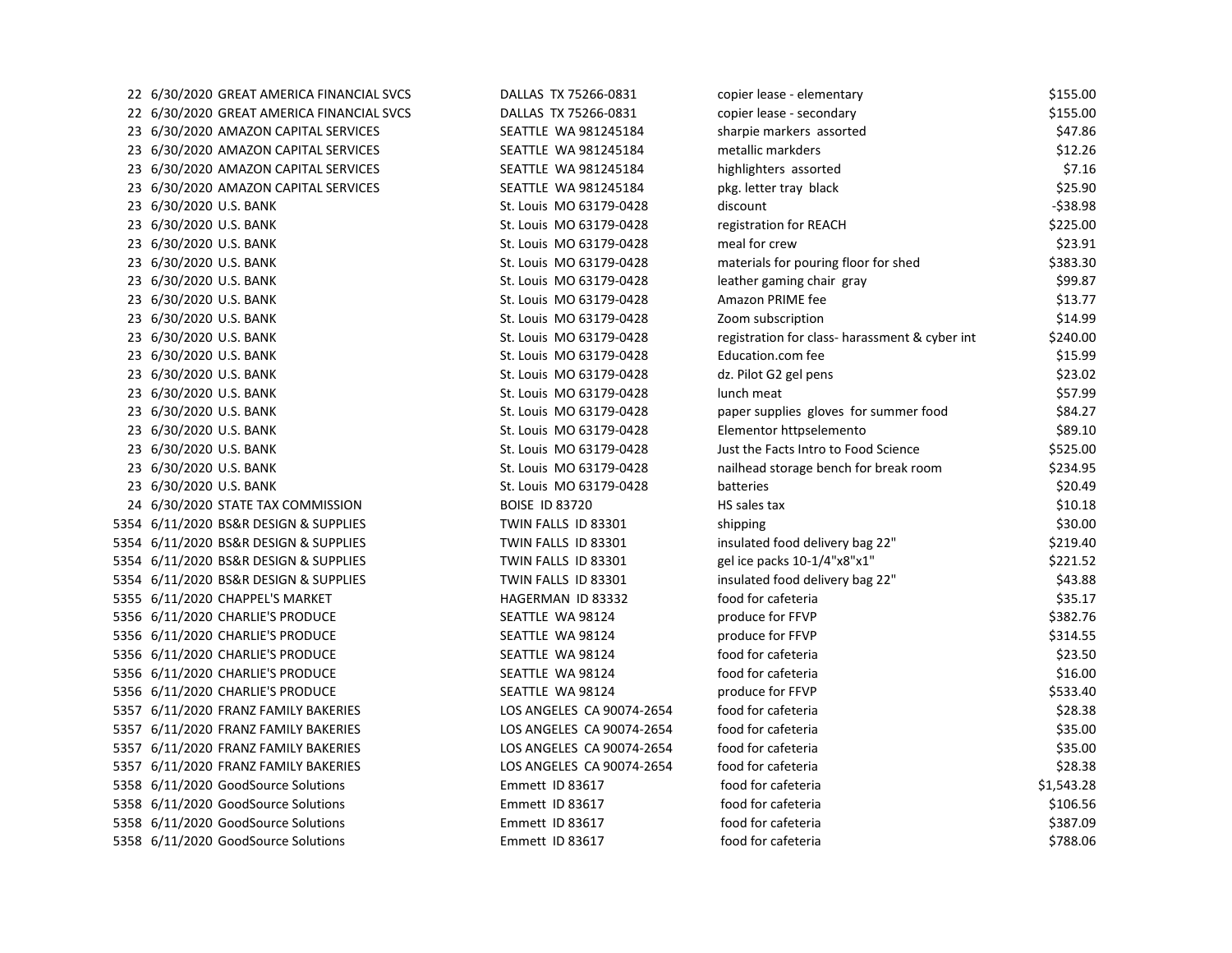| | | | | | |
|---|---|---|---|---|---|
| 22 | 6/30/2020 | GREAT AMERICA FINANCIAL SVCS | DALLAS TX 75266-0831 | copier lease - elementary | $155.00 |
| 22 | 6/30/2020 | GREAT AMERICA FINANCIAL SVCS | DALLAS TX 75266-0831 | copier lease - secondary | $155.00 |
| 23 | 6/30/2020 | AMAZON CAPITAL SERVICES | SEATTLE WA 981245184 | sharpie markers assorted | $47.86 |
| 23 | 6/30/2020 | AMAZON CAPITAL SERVICES | SEATTLE WA 981245184 | metallic markders | $12.26 |
| 23 | 6/30/2020 | AMAZON CAPITAL SERVICES | SEATTLE WA 981245184 | highlighters assorted | $7.16 |
| 23 | 6/30/2020 | AMAZON CAPITAL SERVICES | SEATTLE WA 981245184 | pkg. letter tray black | $25.90 |
| 23 | 6/30/2020 | U.S. BANK | St. Louis MO 63179-0428 | discount | -$38.98 |
| 23 | 6/30/2020 | U.S. BANK | St. Louis MO 63179-0428 | registration for REACH | $225.00 |
| 23 | 6/30/2020 | U.S. BANK | St. Louis MO 63179-0428 | meal for crew | $23.91 |
| 23 | 6/30/2020 | U.S. BANK | St. Louis MO 63179-0428 | materials for pouring floor for shed | $383.30 |
| 23 | 6/30/2020 | U.S. BANK | St. Louis MO 63179-0428 | leather gaming chair gray | $99.87 |
| 23 | 6/30/2020 | U.S. BANK | St. Louis MO 63179-0428 | Amazon PRIME fee | $13.77 |
| 23 | 6/30/2020 | U.S. BANK | St. Louis MO 63179-0428 | Zoom subscription | $14.99 |
| 23 | 6/30/2020 | U.S. BANK | St. Louis MO 63179-0428 | registration for class- harassment & cyber int | $240.00 |
| 23 | 6/30/2020 | U.S. BANK | St. Louis MO 63179-0428 | Education.com fee | $15.99 |
| 23 | 6/30/2020 | U.S. BANK | St. Louis MO 63179-0428 | dz. Pilot G2 gel pens | $23.02 |
| 23 | 6/30/2020 | U.S. BANK | St. Louis MO 63179-0428 | lunch meat | $57.99 |
| 23 | 6/30/2020 | U.S. BANK | St. Louis MO 63179-0428 | paper supplies gloves for summer food | $84.27 |
| 23 | 6/30/2020 | U.S. BANK | St. Louis MO 63179-0428 | Elementor httpselemento | $89.10 |
| 23 | 6/30/2020 | U.S. BANK | St. Louis MO 63179-0428 | Just the Facts Intro to Food Science | $525.00 |
| 23 | 6/30/2020 | U.S. BANK | St. Louis MO 63179-0428 | nailhead storage bench for break room | $234.95 |
| 23 | 6/30/2020 | U.S. BANK | St. Louis MO 63179-0428 | batteries | $20.49 |
| 24 | 6/30/2020 | STATE TAX COMMISSION | BOISE ID 83720 | HS sales tax | $10.18 |
| 5354 | 6/11/2020 | BS&R DESIGN & SUPPLIES | TWIN FALLS ID 83301 | shipping | $30.00 |
| 5354 | 6/11/2020 | BS&R DESIGN & SUPPLIES | TWIN FALLS ID 83301 | insulated food delivery bag 22" | $219.40 |
| 5354 | 6/11/2020 | BS&R DESIGN & SUPPLIES | TWIN FALLS ID 83301 | gel ice packs 10-1/4"x8"x1" | $221.52 |
| 5354 | 6/11/2020 | BS&R DESIGN & SUPPLIES | TWIN FALLS ID 83301 | insulated food delivery bag 22" | $43.88 |
| 5355 | 6/11/2020 | CHAPPEL'S MARKET | HAGERMAN ID 83332 | food for cafeteria | $35.17 |
| 5356 | 6/11/2020 | CHARLIE'S PRODUCE | SEATTLE WA 98124 | produce for FFVP | $382.76 |
| 5356 | 6/11/2020 | CHARLIE'S PRODUCE | SEATTLE WA 98124 | produce for FFVP | $314.55 |
| 5356 | 6/11/2020 | CHARLIE'S PRODUCE | SEATTLE WA 98124 | food for cafeteria | $23.50 |
| 5356 | 6/11/2020 | CHARLIE'S PRODUCE | SEATTLE WA 98124 | food for cafeteria | $16.00 |
| 5356 | 6/11/2020 | CHARLIE'S PRODUCE | SEATTLE WA 98124 | produce for FFVP | $533.40 |
| 5357 | 6/11/2020 | FRANZ FAMILY BAKERIES | LOS ANGELES CA 90074-2654 | food for cafeteria | $28.38 |
| 5357 | 6/11/2020 | FRANZ FAMILY BAKERIES | LOS ANGELES CA 90074-2654 | food for cafeteria | $35.00 |
| 5357 | 6/11/2020 | FRANZ FAMILY BAKERIES | LOS ANGELES CA 90074-2654 | food for cafeteria | $35.00 |
| 5357 | 6/11/2020 | FRANZ FAMILY BAKERIES | LOS ANGELES CA 90074-2654 | food for cafeteria | $28.38 |
| 5358 | 6/11/2020 | GoodSource Solutions | Emmett ID 83617 | food for cafeteria | $1,543.28 |
| 5358 | 6/11/2020 | GoodSource Solutions | Emmett ID 83617 | food for cafeteria | $106.56 |
| 5358 | 6/11/2020 | GoodSource Solutions | Emmett ID 83617 | food for cafeteria | $387.09 |
| 5358 | 6/11/2020 | GoodSource Solutions | Emmett ID 83617 | food for cafeteria | $788.06 |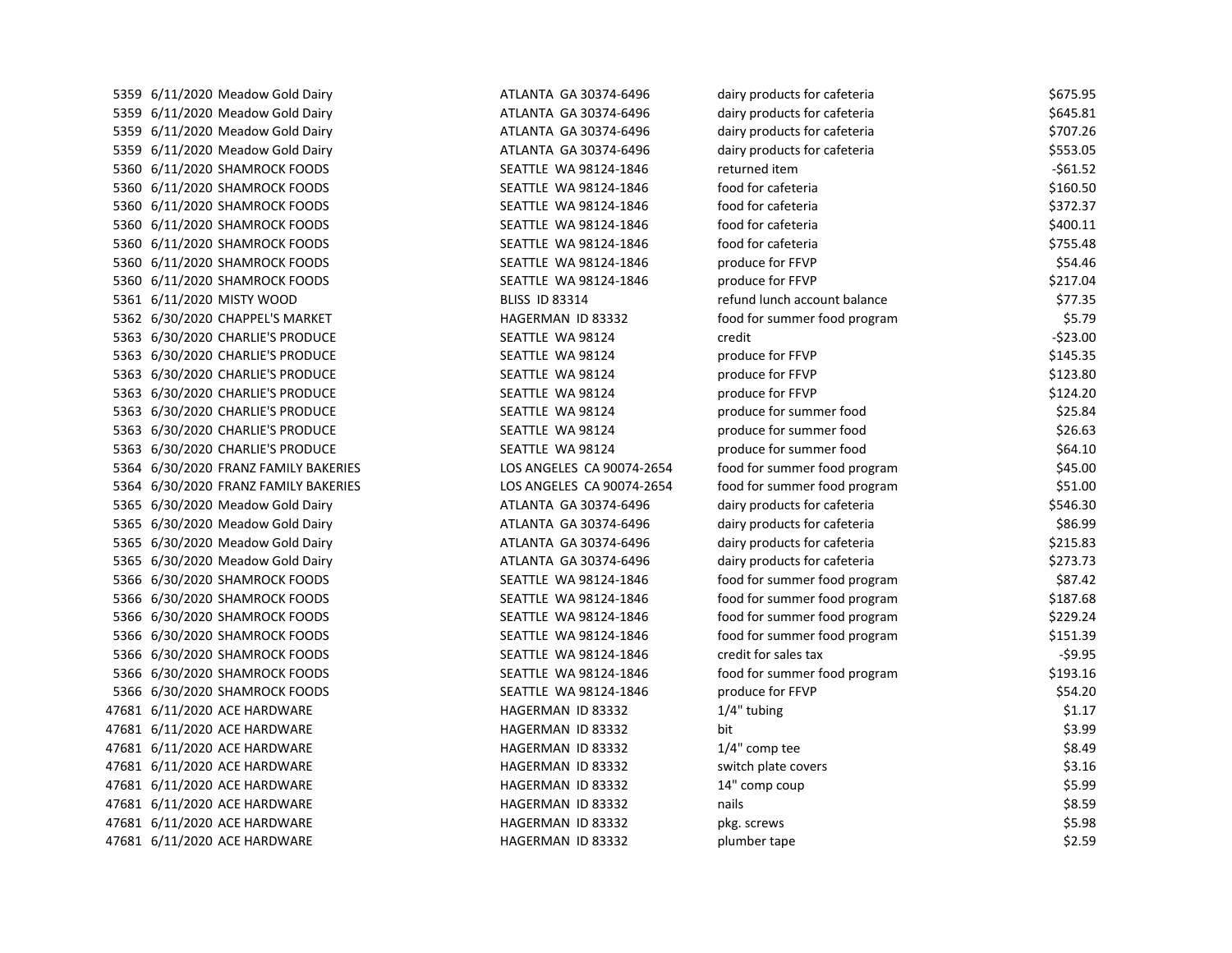| | | | | | |
|---|---|---|---|---|---|
| 5359 | 6/11/2020 | Meadow Gold Dairy | ATLANTA GA 30374-6496 | dairy products for cafeteria | $675.95 |
| 5359 | 6/11/2020 | Meadow Gold Dairy | ATLANTA GA 30374-6496 | dairy products for cafeteria | $645.81 |
| 5359 | 6/11/2020 | Meadow Gold Dairy | ATLANTA GA 30374-6496 | dairy products for cafeteria | $707.26 |
| 5359 | 6/11/2020 | Meadow Gold Dairy | ATLANTA GA 30374-6496 | dairy products for cafeteria | $553.05 |
| 5360 | 6/11/2020 | SHAMROCK FOODS | SEATTLE WA 98124-1846 | returned item | -$61.52 |
| 5360 | 6/11/2020 | SHAMROCK FOODS | SEATTLE WA 98124-1846 | food for cafeteria | $160.50 |
| 5360 | 6/11/2020 | SHAMROCK FOODS | SEATTLE WA 98124-1846 | food for cafeteria | $372.37 |
| 5360 | 6/11/2020 | SHAMROCK FOODS | SEATTLE WA 98124-1846 | food for cafeteria | $400.11 |
| 5360 | 6/11/2020 | SHAMROCK FOODS | SEATTLE WA 98124-1846 | food for cafeteria | $755.48 |
| 5360 | 6/11/2020 | SHAMROCK FOODS | SEATTLE WA 98124-1846 | produce for FFVP | $54.46 |
| 5360 | 6/11/2020 | SHAMROCK FOODS | SEATTLE WA 98124-1846 | produce for FFVP | $217.04 |
| 5361 | 6/11/2020 | MISTY WOOD | BLISS ID 83314 | refund lunch account balance | $77.35 |
| 5362 | 6/30/2020 | CHAPPEL'S MARKET | HAGERMAN ID 83332 | food for summer food program | $5.79 |
| 5363 | 6/30/2020 | CHARLIE'S PRODUCE | SEATTLE WA 98124 | credit | -$23.00 |
| 5363 | 6/30/2020 | CHARLIE'S PRODUCE | SEATTLE WA 98124 | produce for FFVP | $145.35 |
| 5363 | 6/30/2020 | CHARLIE'S PRODUCE | SEATTLE WA 98124 | produce for FFVP | $123.80 |
| 5363 | 6/30/2020 | CHARLIE'S PRODUCE | SEATTLE WA 98124 | produce for FFVP | $124.20 |
| 5363 | 6/30/2020 | CHARLIE'S PRODUCE | SEATTLE WA 98124 | produce for summer food | $25.84 |
| 5363 | 6/30/2020 | CHARLIE'S PRODUCE | SEATTLE WA 98124 | produce for summer food | $26.63 |
| 5363 | 6/30/2020 | CHARLIE'S PRODUCE | SEATTLE WA 98124 | produce for summer food | $64.10 |
| 5364 | 6/30/2020 | FRANZ FAMILY BAKERIES | LOS ANGELES CA 90074-2654 | food for summer food program | $45.00 |
| 5364 | 6/30/2020 | FRANZ FAMILY BAKERIES | LOS ANGELES CA 90074-2654 | food for summer food program | $51.00 |
| 5365 | 6/30/2020 | Meadow Gold Dairy | ATLANTA GA 30374-6496 | dairy products for cafeteria | $546.30 |
| 5365 | 6/30/2020 | Meadow Gold Dairy | ATLANTA GA 30374-6496 | dairy products for cafeteria | $86.99 |
| 5365 | 6/30/2020 | Meadow Gold Dairy | ATLANTA GA 30374-6496 | dairy products for cafeteria | $215.83 |
| 5365 | 6/30/2020 | Meadow Gold Dairy | ATLANTA GA 30374-6496 | dairy products for cafeteria | $273.73 |
| 5366 | 6/30/2020 | SHAMROCK FOODS | SEATTLE WA 98124-1846 | food for summer food program | $87.42 |
| 5366 | 6/30/2020 | SHAMROCK FOODS | SEATTLE WA 98124-1846 | food for summer food program | $187.68 |
| 5366 | 6/30/2020 | SHAMROCK FOODS | SEATTLE WA 98124-1846 | food for summer food program | $229.24 |
| 5366 | 6/30/2020 | SHAMROCK FOODS | SEATTLE WA 98124-1846 | food for summer food program | $151.39 |
| 5366 | 6/30/2020 | SHAMROCK FOODS | SEATTLE WA 98124-1846 | credit for sales tax | -$9.95 |
| 5366 | 6/30/2020 | SHAMROCK FOODS | SEATTLE WA 98124-1846 | food for summer food program | $193.16 |
| 5366 | 6/30/2020 | SHAMROCK FOODS | SEATTLE WA 98124-1846 | produce for FFVP | $54.20 |
| 47681 | 6/11/2020 | ACE HARDWARE | HAGERMAN ID 83332 | 1/4" tubing | $1.17 |
| 47681 | 6/11/2020 | ACE HARDWARE | HAGERMAN ID 83332 | bit | $3.99 |
| 47681 | 6/11/2020 | ACE HARDWARE | HAGERMAN ID 83332 | 1/4" comp tee | $8.49 |
| 47681 | 6/11/2020 | ACE HARDWARE | HAGERMAN ID 83332 | switch plate covers | $3.16 |
| 47681 | 6/11/2020 | ACE HARDWARE | HAGERMAN ID 83332 | 14" comp coup | $5.99 |
| 47681 | 6/11/2020 | ACE HARDWARE | HAGERMAN ID 83332 | nails | $8.59 |
| 47681 | 6/11/2020 | ACE HARDWARE | HAGERMAN ID 83332 | pkg. screws | $5.98 |
| 47681 | 6/11/2020 | ACE HARDWARE | HAGERMAN ID 83332 | plumber tape | $2.59 |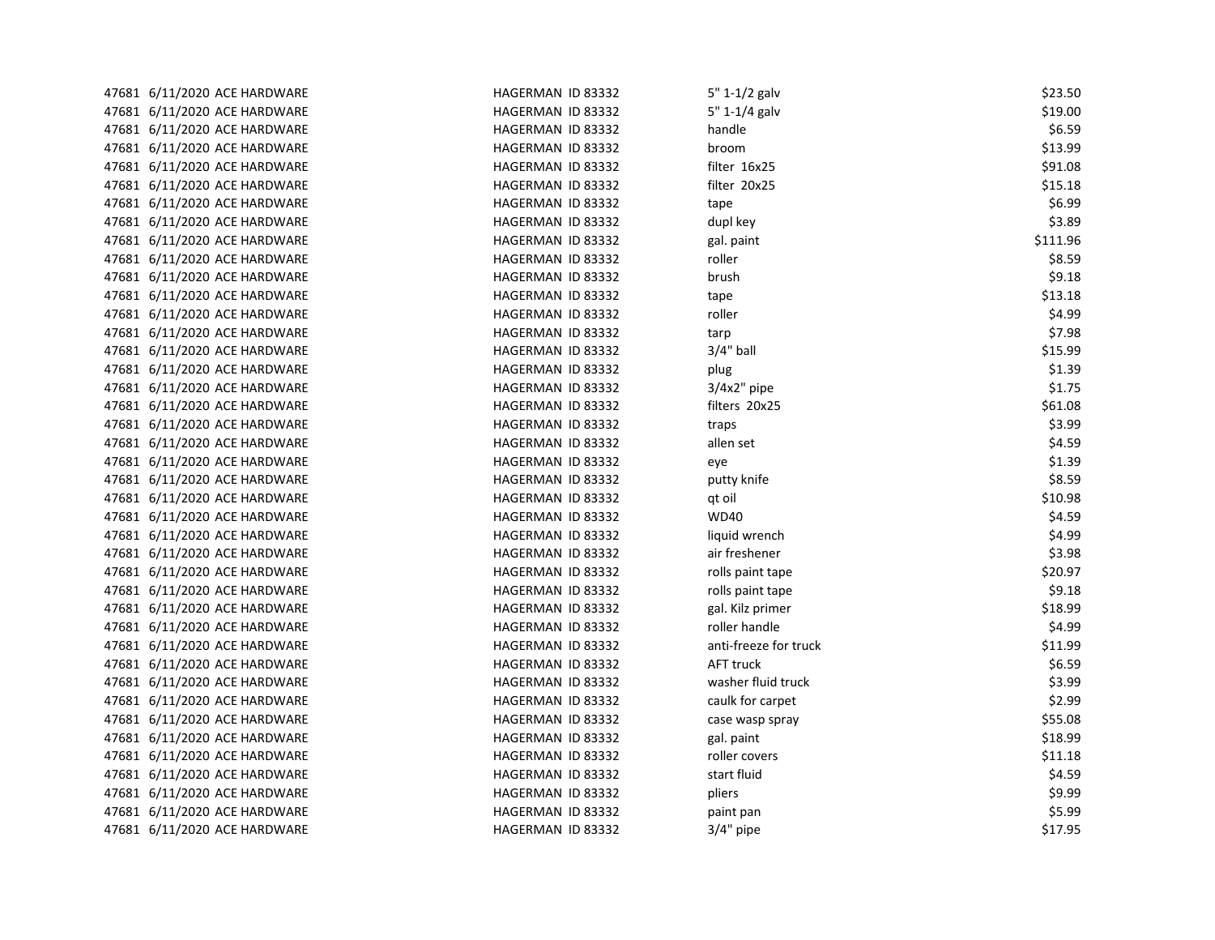| | | | | | |
|---|---|---|---|---|---|
| 47681 | 6/11/2020 | ACE HARDWARE | HAGERMAN ID 83332 | 5" 1-1/2 galv | $23.50 |
| 47681 | 6/11/2020 | ACE HARDWARE | HAGERMAN ID 83332 | 5" 1-1/4 galv | $19.00 |
| 47681 | 6/11/2020 | ACE HARDWARE | HAGERMAN ID 83332 | handle | $6.59 |
| 47681 | 6/11/2020 | ACE HARDWARE | HAGERMAN ID 83332 | broom | $13.99 |
| 47681 | 6/11/2020 | ACE HARDWARE | HAGERMAN ID 83332 | filter 16x25 | $91.08 |
| 47681 | 6/11/2020 | ACE HARDWARE | HAGERMAN ID 83332 | filter 20x25 | $15.18 |
| 47681 | 6/11/2020 | ACE HARDWARE | HAGERMAN ID 83332 | tape | $6.99 |
| 47681 | 6/11/2020 | ACE HARDWARE | HAGERMAN ID 83332 | dupl key | $3.89 |
| 47681 | 6/11/2020 | ACE HARDWARE | HAGERMAN ID 83332 | gal. paint | $111.96 |
| 47681 | 6/11/2020 | ACE HARDWARE | HAGERMAN ID 83332 | roller | $8.59 |
| 47681 | 6/11/2020 | ACE HARDWARE | HAGERMAN ID 83332 | brush | $9.18 |
| 47681 | 6/11/2020 | ACE HARDWARE | HAGERMAN ID 83332 | tape | $13.18 |
| 47681 | 6/11/2020 | ACE HARDWARE | HAGERMAN ID 83332 | roller | $4.99 |
| 47681 | 6/11/2020 | ACE HARDWARE | HAGERMAN ID 83332 | tarp | $7.98 |
| 47681 | 6/11/2020 | ACE HARDWARE | HAGERMAN ID 83332 | 3/4" ball | $15.99 |
| 47681 | 6/11/2020 | ACE HARDWARE | HAGERMAN ID 83332 | plug | $1.39 |
| 47681 | 6/11/2020 | ACE HARDWARE | HAGERMAN ID 83332 | 3/4x2" pipe | $1.75 |
| 47681 | 6/11/2020 | ACE HARDWARE | HAGERMAN ID 83332 | filters 20x25 | $61.08 |
| 47681 | 6/11/2020 | ACE HARDWARE | HAGERMAN ID 83332 | traps | $3.99 |
| 47681 | 6/11/2020 | ACE HARDWARE | HAGERMAN ID 83332 | allen set | $4.59 |
| 47681 | 6/11/2020 | ACE HARDWARE | HAGERMAN ID 83332 | eye | $1.39 |
| 47681 | 6/11/2020 | ACE HARDWARE | HAGERMAN ID 83332 | putty knife | $8.59 |
| 47681 | 6/11/2020 | ACE HARDWARE | HAGERMAN ID 83332 | qt oil | $10.98 |
| 47681 | 6/11/2020 | ACE HARDWARE | HAGERMAN ID 83332 | WD40 | $4.59 |
| 47681 | 6/11/2020 | ACE HARDWARE | HAGERMAN ID 83332 | liquid wrench | $4.99 |
| 47681 | 6/11/2020 | ACE HARDWARE | HAGERMAN ID 83332 | air freshener | $3.98 |
| 47681 | 6/11/2020 | ACE HARDWARE | HAGERMAN ID 83332 | rolls paint tape | $20.97 |
| 47681 | 6/11/2020 | ACE HARDWARE | HAGERMAN ID 83332 | rolls paint tape | $9.18 |
| 47681 | 6/11/2020 | ACE HARDWARE | HAGERMAN ID 83332 | gal. Kilz primer | $18.99 |
| 47681 | 6/11/2020 | ACE HARDWARE | HAGERMAN ID 83332 | roller handle | $4.99 |
| 47681 | 6/11/2020 | ACE HARDWARE | HAGERMAN ID 83332 | anti-freeze for truck | $11.99 |
| 47681 | 6/11/2020 | ACE HARDWARE | HAGERMAN ID 83332 | AFT truck | $6.59 |
| 47681 | 6/11/2020 | ACE HARDWARE | HAGERMAN ID 83332 | washer fluid truck | $3.99 |
| 47681 | 6/11/2020 | ACE HARDWARE | HAGERMAN ID 83332 | caulk for carpet | $2.99 |
| 47681 | 6/11/2020 | ACE HARDWARE | HAGERMAN ID 83332 | case wasp spray | $55.08 |
| 47681 | 6/11/2020 | ACE HARDWARE | HAGERMAN ID 83332 | gal. paint | $18.99 |
| 47681 | 6/11/2020 | ACE HARDWARE | HAGERMAN ID 83332 | roller covers | $11.18 |
| 47681 | 6/11/2020 | ACE HARDWARE | HAGERMAN ID 83332 | start fluid | $4.59 |
| 47681 | 6/11/2020 | ACE HARDWARE | HAGERMAN ID 83332 | pliers | $9.99 |
| 47681 | 6/11/2020 | ACE HARDWARE | HAGERMAN ID 83332 | paint pan | $5.99 |
| 47681 | 6/11/2020 | ACE HARDWARE | HAGERMAN ID 83332 | 3/4" pipe | $17.95 |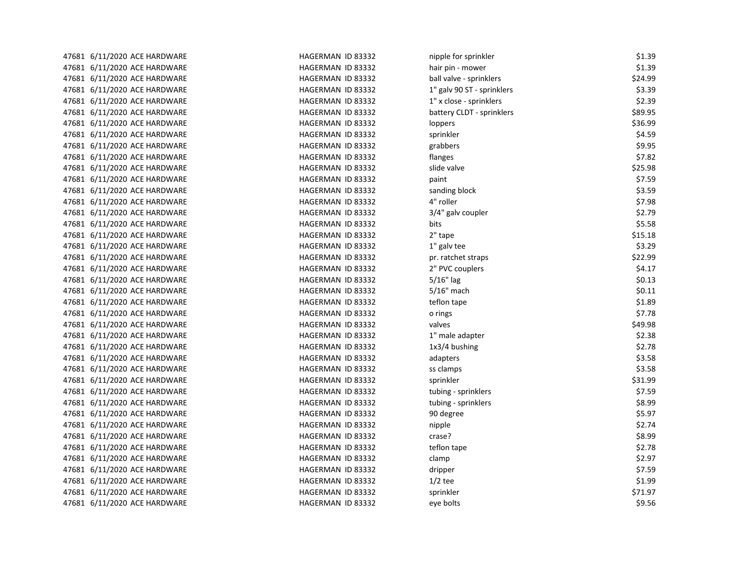| | | | | | |
|---|---|---|---|---|---|
| 47681 | 6/11/2020 | ACE HARDWARE | HAGERMAN ID 83332 | nipple for sprinkler | $1.39 |
| 47681 | 6/11/2020 | ACE HARDWARE | HAGERMAN ID 83332 | hair pin - mower | $1.39 |
| 47681 | 6/11/2020 | ACE HARDWARE | HAGERMAN ID 83332 | ball valve - sprinklers | $24.99 |
| 47681 | 6/11/2020 | ACE HARDWARE | HAGERMAN ID 83332 | 1" galv 90 ST - sprinklers | $3.39 |
| 47681 | 6/11/2020 | ACE HARDWARE | HAGERMAN ID 83332 | 1" x close - sprinklers | $2.39 |
| 47681 | 6/11/2020 | ACE HARDWARE | HAGERMAN ID 83332 | battery CLDT - sprinklers | $89.95 |
| 47681 | 6/11/2020 | ACE HARDWARE | HAGERMAN ID 83332 | loppers | $36.99 |
| 47681 | 6/11/2020 | ACE HARDWARE | HAGERMAN ID 83332 | sprinkler | $4.59 |
| 47681 | 6/11/2020 | ACE HARDWARE | HAGERMAN ID 83332 | grabbers | $9.95 |
| 47681 | 6/11/2020 | ACE HARDWARE | HAGERMAN ID 83332 | flanges | $7.82 |
| 47681 | 6/11/2020 | ACE HARDWARE | HAGERMAN ID 83332 | slide valve | $25.98 |
| 47681 | 6/11/2020 | ACE HARDWARE | HAGERMAN ID 83332 | paint | $7.59 |
| 47681 | 6/11/2020 | ACE HARDWARE | HAGERMAN ID 83332 | sanding block | $3.59 |
| 47681 | 6/11/2020 | ACE HARDWARE | HAGERMAN ID 83332 | 4" roller | $7.98 |
| 47681 | 6/11/2020 | ACE HARDWARE | HAGERMAN ID 83332 | 3/4" galv coupler | $2.79 |
| 47681 | 6/11/2020 | ACE HARDWARE | HAGERMAN ID 83332 | bits | $5.58 |
| 47681 | 6/11/2020 | ACE HARDWARE | HAGERMAN ID 83332 | 2" tape | $15.18 |
| 47681 | 6/11/2020 | ACE HARDWARE | HAGERMAN ID 83332 | 1" galv tee | $3.29 |
| 47681 | 6/11/2020 | ACE HARDWARE | HAGERMAN ID 83332 | pr. ratchet straps | $22.99 |
| 47681 | 6/11/2020 | ACE HARDWARE | HAGERMAN ID 83332 | 2" PVC couplers | $4.17 |
| 47681 | 6/11/2020 | ACE HARDWARE | HAGERMAN ID 83332 | 5/16" lag | $0.13 |
| 47681 | 6/11/2020 | ACE HARDWARE | HAGERMAN ID 83332 | 5/16" mach | $0.11 |
| 47681 | 6/11/2020 | ACE HARDWARE | HAGERMAN ID 83332 | teflon tape | $1.89 |
| 47681 | 6/11/2020 | ACE HARDWARE | HAGERMAN ID 83332 | o rings | $7.78 |
| 47681 | 6/11/2020 | ACE HARDWARE | HAGERMAN ID 83332 | valves | $49.98 |
| 47681 | 6/11/2020 | ACE HARDWARE | HAGERMAN ID 83332 | 1" male adapter | $2.38 |
| 47681 | 6/11/2020 | ACE HARDWARE | HAGERMAN ID 83332 | 1x3/4 bushing | $2.78 |
| 47681 | 6/11/2020 | ACE HARDWARE | HAGERMAN ID 83332 | adapters | $3.58 |
| 47681 | 6/11/2020 | ACE HARDWARE | HAGERMAN ID 83332 | ss clamps | $3.58 |
| 47681 | 6/11/2020 | ACE HARDWARE | HAGERMAN ID 83332 | sprinkler | $31.99 |
| 47681 | 6/11/2020 | ACE HARDWARE | HAGERMAN ID 83332 | tubing - sprinklers | $7.59 |
| 47681 | 6/11/2020 | ACE HARDWARE | HAGERMAN ID 83332 | tubing - sprinklers | $8.99 |
| 47681 | 6/11/2020 | ACE HARDWARE | HAGERMAN ID 83332 | 90 degree | $5.97 |
| 47681 | 6/11/2020 | ACE HARDWARE | HAGERMAN ID 83332 | nipple | $2.74 |
| 47681 | 6/11/2020 | ACE HARDWARE | HAGERMAN ID 83332 | crase? | $8.99 |
| 47681 | 6/11/2020 | ACE HARDWARE | HAGERMAN ID 83332 | teflon tape | $2.78 |
| 47681 | 6/11/2020 | ACE HARDWARE | HAGERMAN ID 83332 | clamp | $2.97 |
| 47681 | 6/11/2020 | ACE HARDWARE | HAGERMAN ID 83332 | dripper | $7.59 |
| 47681 | 6/11/2020 | ACE HARDWARE | HAGERMAN ID 83332 | 1/2 tee | $1.99 |
| 47681 | 6/11/2020 | ACE HARDWARE | HAGERMAN ID 83332 | sprinkler | $71.97 |
| 47681 | 6/11/2020 | ACE HARDWARE | HAGERMAN ID 83332 | eye bolts | $9.56 |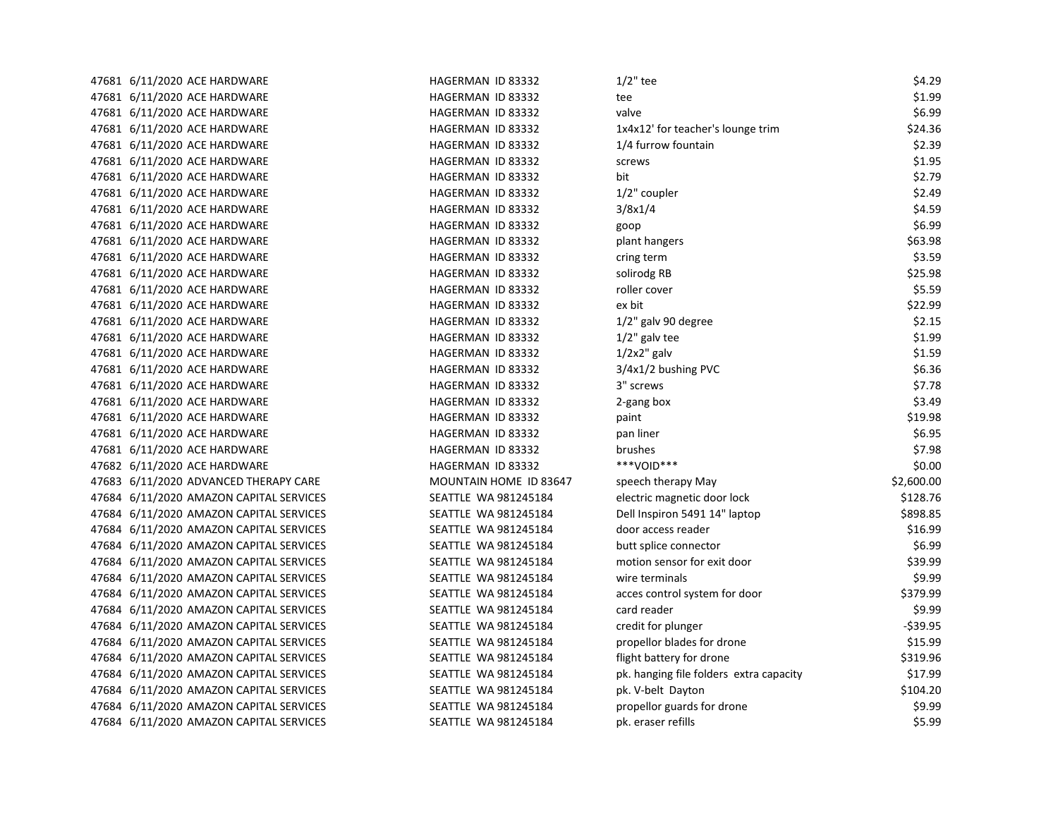| | | | | | |
|---|---|---|---|---|---|
| 47681 | 6/11/2020 | ACE HARDWARE | HAGERMAN ID 83332 | 1/2" tee | $4.29 |
| 47681 | 6/11/2020 | ACE HARDWARE | HAGERMAN ID 83332 | tee | $1.99 |
| 47681 | 6/11/2020 | ACE HARDWARE | HAGERMAN ID 83332 | valve | $6.99 |
| 47681 | 6/11/2020 | ACE HARDWARE | HAGERMAN ID 83332 | 1x4x12' for teacher's lounge trim | $24.36 |
| 47681 | 6/11/2020 | ACE HARDWARE | HAGERMAN ID 83332 | 1/4 furrow fountain | $2.39 |
| 47681 | 6/11/2020 | ACE HARDWARE | HAGERMAN ID 83332 | screws | $1.95 |
| 47681 | 6/11/2020 | ACE HARDWARE | HAGERMAN ID 83332 | bit | $2.79 |
| 47681 | 6/11/2020 | ACE HARDWARE | HAGERMAN ID 83332 | 1/2" coupler | $2.49 |
| 47681 | 6/11/2020 | ACE HARDWARE | HAGERMAN ID 83332 | 3/8x1/4 | $4.59 |
| 47681 | 6/11/2020 | ACE HARDWARE | HAGERMAN ID 83332 | goop | $6.99 |
| 47681 | 6/11/2020 | ACE HARDWARE | HAGERMAN ID 83332 | plant hangers | $63.98 |
| 47681 | 6/11/2020 | ACE HARDWARE | HAGERMAN ID 83332 | cring term | $3.59 |
| 47681 | 6/11/2020 | ACE HARDWARE | HAGERMAN ID 83332 | solirodg RB | $25.98 |
| 47681 | 6/11/2020 | ACE HARDWARE | HAGERMAN ID 83332 | roller cover | $5.59 |
| 47681 | 6/11/2020 | ACE HARDWARE | HAGERMAN ID 83332 | ex bit | $22.99 |
| 47681 | 6/11/2020 | ACE HARDWARE | HAGERMAN ID 83332 | 1/2" galv 90 degree | $2.15 |
| 47681 | 6/11/2020 | ACE HARDWARE | HAGERMAN ID 83332 | 1/2" galv tee | $1.99 |
| 47681 | 6/11/2020 | ACE HARDWARE | HAGERMAN ID 83332 | 1/2x2" galv | $1.59 |
| 47681 | 6/11/2020 | ACE HARDWARE | HAGERMAN ID 83332 | 3/4x1/2 bushing PVC | $6.36 |
| 47681 | 6/11/2020 | ACE HARDWARE | HAGERMAN ID 83332 | 3" screws | $7.78 |
| 47681 | 6/11/2020 | ACE HARDWARE | HAGERMAN ID 83332 | 2-gang box | $3.49 |
| 47681 | 6/11/2020 | ACE HARDWARE | HAGERMAN ID 83332 | paint | $19.98 |
| 47681 | 6/11/2020 | ACE HARDWARE | HAGERMAN ID 83332 | pan liner | $6.95 |
| 47681 | 6/11/2020 | ACE HARDWARE | HAGERMAN ID 83332 | brushes | $7.98 |
| 47682 | 6/11/2020 | ACE HARDWARE | HAGERMAN ID 83332 | ***VOID*** | $0.00 |
| 47683 | 6/11/2020 | ADVANCED THERAPY CARE | MOUNTAIN HOME ID 83647 | speech therapy May | $2,600.00 |
| 47684 | 6/11/2020 | AMAZON CAPITAL SERVICES | SEATTLE WA 981245184 | electric magnetic door lock | $128.76 |
| 47684 | 6/11/2020 | AMAZON CAPITAL SERVICES | SEATTLE WA 981245184 | Dell Inspiron 5491 14" laptop | $898.85 |
| 47684 | 6/11/2020 | AMAZON CAPITAL SERVICES | SEATTLE WA 981245184 | door access reader | $16.99 |
| 47684 | 6/11/2020 | AMAZON CAPITAL SERVICES | SEATTLE WA 981245184 | butt splice connector | $6.99 |
| 47684 | 6/11/2020 | AMAZON CAPITAL SERVICES | SEATTLE WA 981245184 | motion sensor for exit door | $39.99 |
| 47684 | 6/11/2020 | AMAZON CAPITAL SERVICES | SEATTLE WA 981245184 | wire terminals | $9.99 |
| 47684 | 6/11/2020 | AMAZON CAPITAL SERVICES | SEATTLE WA 981245184 | acces control system for door | $379.99 |
| 47684 | 6/11/2020 | AMAZON CAPITAL SERVICES | SEATTLE WA 981245184 | card reader | $9.99 |
| 47684 | 6/11/2020 | AMAZON CAPITAL SERVICES | SEATTLE WA 981245184 | credit for plunger | -$39.95 |
| 47684 | 6/11/2020 | AMAZON CAPITAL SERVICES | SEATTLE WA 981245184 | propellor blades for drone | $15.99 |
| 47684 | 6/11/2020 | AMAZON CAPITAL SERVICES | SEATTLE WA 981245184 | flight battery for drone | $319.96 |
| 47684 | 6/11/2020 | AMAZON CAPITAL SERVICES | SEATTLE WA 981245184 | pk. hanging file folders extra capacity | $17.99 |
| 47684 | 6/11/2020 | AMAZON CAPITAL SERVICES | SEATTLE WA 981245184 | pk. V-belt Dayton | $104.20 |
| 47684 | 6/11/2020 | AMAZON CAPITAL SERVICES | SEATTLE WA 981245184 | propellor guards for drone | $9.99 |
| 47684 | 6/11/2020 | AMAZON CAPITAL SERVICES | SEATTLE WA 981245184 | pk. eraser refills | $5.99 |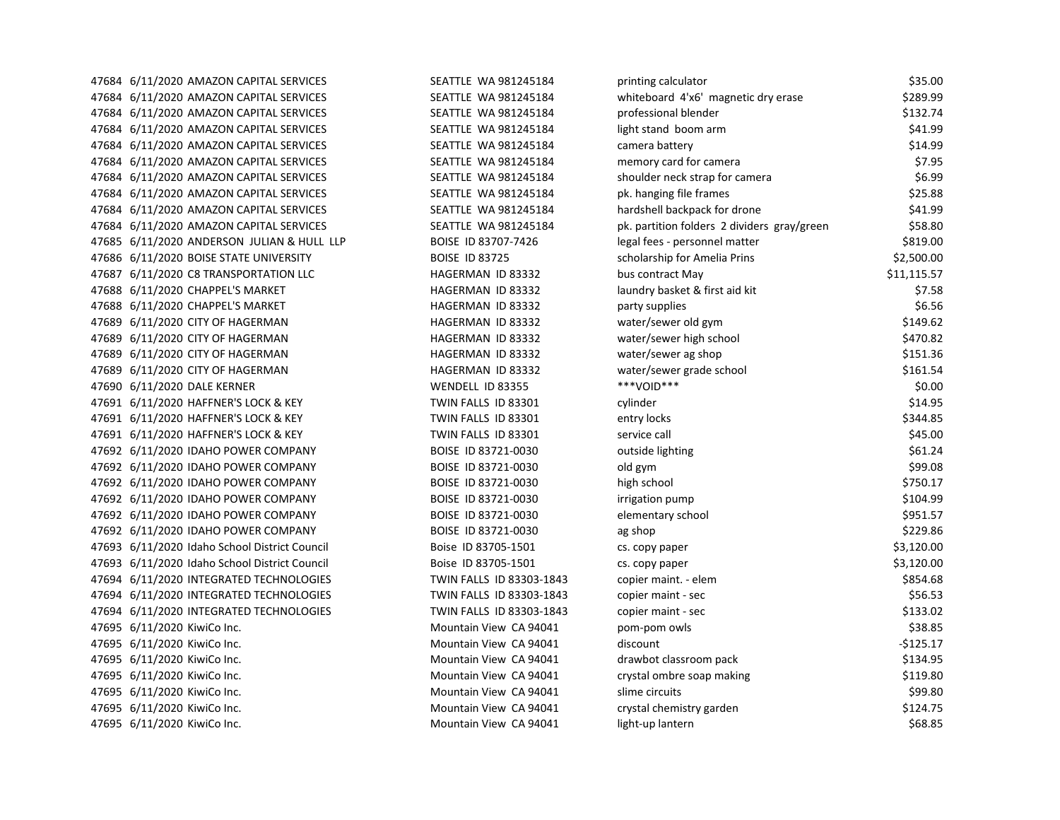| | | | | | |
|---|---|---|---|---|---|
| 47684 | 6/11/2020 | AMAZON CAPITAL SERVICES | SEATTLE WA 981245184 | printing calculator | $35.00 |
| 47684 | 6/11/2020 | AMAZON CAPITAL SERVICES | SEATTLE WA 981245184 | whiteboard 4'x6' magnetic dry erase | $289.99 |
| 47684 | 6/11/2020 | AMAZON CAPITAL SERVICES | SEATTLE WA 981245184 | professional blender | $132.74 |
| 47684 | 6/11/2020 | AMAZON CAPITAL SERVICES | SEATTLE WA 981245184 | light stand boom arm | $41.99 |
| 47684 | 6/11/2020 | AMAZON CAPITAL SERVICES | SEATTLE WA 981245184 | camera battery | $14.99 |
| 47684 | 6/11/2020 | AMAZON CAPITAL SERVICES | SEATTLE WA 981245184 | memory card for camera | $7.95 |
| 47684 | 6/11/2020 | AMAZON CAPITAL SERVICES | SEATTLE WA 981245184 | shoulder neck strap for camera | $6.99 |
| 47684 | 6/11/2020 | AMAZON CAPITAL SERVICES | SEATTLE WA 981245184 | pk. hanging file frames | $25.88 |
| 47684 | 6/11/2020 | AMAZON CAPITAL SERVICES | SEATTLE WA 981245184 | hardshell backpack for drone | $41.99 |
| 47684 | 6/11/2020 | AMAZON CAPITAL SERVICES | SEATTLE WA 981245184 | pk. partition folders 2 dividers gray/green | $58.80 |
| 47685 | 6/11/2020 | ANDERSON JULIAN & HULL LLP | BOISE ID 83707-7426 | legal fees - personnel matter | $819.00 |
| 47686 | 6/11/2020 | BOISE STATE UNIVERSITY | BOISE ID 83725 | scholarship for Amelia Prins | $2,500.00 |
| 47687 | 6/11/2020 | C8 TRANSPORTATION LLC | HAGERMAN ID 83332 | bus contract May | $11,115.57 |
| 47688 | 6/11/2020 | CHAPPEL'S MARKET | HAGERMAN ID 83332 | laundry basket & first aid kit | $7.58 |
| 47688 | 6/11/2020 | CHAPPEL'S MARKET | HAGERMAN ID 83332 | party supplies | $6.56 |
| 47689 | 6/11/2020 | CITY OF HAGERMAN | HAGERMAN ID 83332 | water/sewer old gym | $149.62 |
| 47689 | 6/11/2020 | CITY OF HAGERMAN | HAGERMAN ID 83332 | water/sewer high school | $470.82 |
| 47689 | 6/11/2020 | CITY OF HAGERMAN | HAGERMAN ID 83332 | water/sewer ag shop | $151.36 |
| 47689 | 6/11/2020 | CITY OF HAGERMAN | HAGERMAN ID 83332 | water/sewer grade school | $161.54 |
| 47690 | 6/11/2020 | DALE KERNER | WENDELL ID 83355 | ***VOID*** | $0.00 |
| 47691 | 6/11/2020 | HAFFNER'S LOCK & KEY | TWIN FALLS ID 83301 | cylinder | $14.95 |
| 47691 | 6/11/2020 | HAFFNER'S LOCK & KEY | TWIN FALLS ID 83301 | entry locks | $344.85 |
| 47691 | 6/11/2020 | HAFFNER'S LOCK & KEY | TWIN FALLS ID 83301 | service call | $45.00 |
| 47692 | 6/11/2020 | IDAHO POWER COMPANY | BOISE ID 83721-0030 | outside lighting | $61.24 |
| 47692 | 6/11/2020 | IDAHO POWER COMPANY | BOISE ID 83721-0030 | old gym | $99.08 |
| 47692 | 6/11/2020 | IDAHO POWER COMPANY | BOISE ID 83721-0030 | high school | $750.17 |
| 47692 | 6/11/2020 | IDAHO POWER COMPANY | BOISE ID 83721-0030 | irrigation pump | $104.99 |
| 47692 | 6/11/2020 | IDAHO POWER COMPANY | BOISE ID 83721-0030 | elementary school | $951.57 |
| 47692 | 6/11/2020 | IDAHO POWER COMPANY | BOISE ID 83721-0030 | ag shop | $229.86 |
| 47693 | 6/11/2020 | Idaho School District Council | Boise ID 83705-1501 | cs. copy paper | $3,120.00 |
| 47693 | 6/11/2020 | Idaho School District Council | Boise ID 83705-1501 | cs. copy paper | $3,120.00 |
| 47694 | 6/11/2020 | INTEGRATED TECHNOLOGIES | TWIN FALLS ID 83303-1843 | copier maint. - elem | $854.68 |
| 47694 | 6/11/2020 | INTEGRATED TECHNOLOGIES | TWIN FALLS ID 83303-1843 | copier maint - sec | $56.53 |
| 47694 | 6/11/2020 | INTEGRATED TECHNOLOGIES | TWIN FALLS ID 83303-1843 | copier maint - sec | $133.02 |
| 47695 | 6/11/2020 | KiwiCo Inc. | Mountain View CA 94041 | pom-pom owls | $38.85 |
| 47695 | 6/11/2020 | KiwiCo Inc. | Mountain View CA 94041 | discount | -$125.17 |
| 47695 | 6/11/2020 | KiwiCo Inc. | Mountain View CA 94041 | drawbot classroom pack | $134.95 |
| 47695 | 6/11/2020 | KiwiCo Inc. | Mountain View CA 94041 | crystal ombre soap making | $119.80 |
| 47695 | 6/11/2020 | KiwiCo Inc. | Mountain View CA 94041 | slime circuits | $99.80 |
| 47695 | 6/11/2020 | KiwiCo Inc. | Mountain View CA 94041 | crystal chemistry garden | $124.75 |
| 47695 | 6/11/2020 | KiwiCo Inc. | Mountain View CA 94041 | light-up lantern | $68.85 |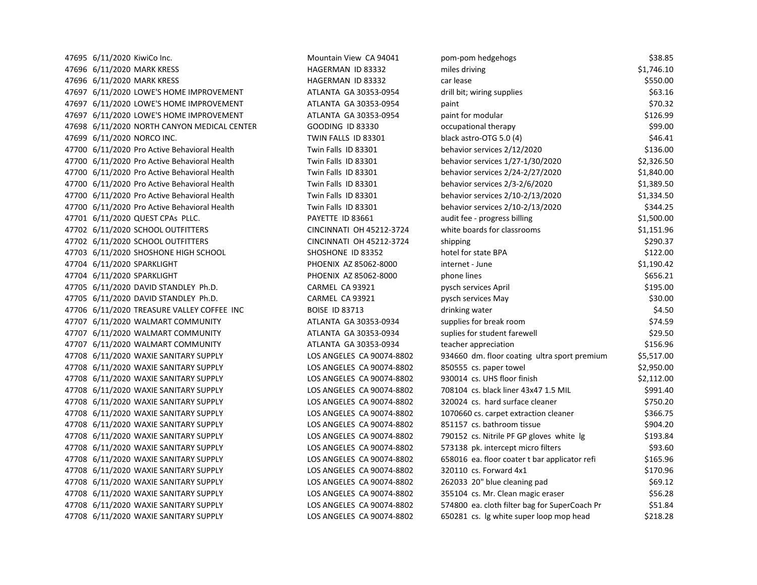| | | | | | |
|---|---|---|---|---|---|
| 47695 | 6/11/2020 | KiwiCo Inc. | Mountain View CA 94041 | pom-pom hedgehogs | $38.85 |
| 47696 | 6/11/2020 | MARK KRESS | HAGERMAN ID 83332 | miles driving | $1,746.10 |
| 47696 | 6/11/2020 | MARK KRESS | HAGERMAN ID 83332 | car lease | $550.00 |
| 47697 | 6/11/2020 | LOWE'S HOME IMPROVEMENT | ATLANTA GA 30353-0954 | drill bit; wiring supplies | $63.16 |
| 47697 | 6/11/2020 | LOWE'S HOME IMPROVEMENT | ATLANTA GA 30353-0954 | paint | $70.32 |
| 47697 | 6/11/2020 | LOWE'S HOME IMPROVEMENT | ATLANTA GA 30353-0954 | paint for modular | $126.99 |
| 47698 | 6/11/2020 | NORTH CANYON MEDICAL CENTER | GOODING ID 83330 | occupational therapy | $99.00 |
| 47699 | 6/11/2020 | NORCO INC. | TWIN FALLS ID 83301 | black astro-OTG 5.0 (4) | $46.41 |
| 47700 | 6/11/2020 | Pro Active Behavioral Health | Twin Falls ID 83301 | behavior services 2/12/2020 | $136.00 |
| 47700 | 6/11/2020 | Pro Active Behavioral Health | Twin Falls ID 83301 | behavior services 1/27-1/30/2020 | $2,326.50 |
| 47700 | 6/11/2020 | Pro Active Behavioral Health | Twin Falls ID 83301 | behavior services 2/24-2/27/2020 | $1,840.00 |
| 47700 | 6/11/2020 | Pro Active Behavioral Health | Twin Falls ID 83301 | behavior services 2/3-2/6/2020 | $1,389.50 |
| 47700 | 6/11/2020 | Pro Active Behavioral Health | Twin Falls ID 83301 | behavior services 2/10-2/13/2020 | $1,334.50 |
| 47700 | 6/11/2020 | Pro Active Behavioral Health | Twin Falls ID 83301 | behavior services 2/10-2/13/2020 | $344.25 |
| 47701 | 6/11/2020 | QUEST CPAs PLLC. | PAYETTE ID 83661 | audit fee - progress billing | $1,500.00 |
| 47702 | 6/11/2020 | SCHOOL OUTFITTERS | CINCINNATI OH 45212-3724 | white boards for classrooms | $1,151.96 |
| 47702 | 6/11/2020 | SCHOOL OUTFITTERS | CINCINNATI OH 45212-3724 | shipping | $290.37 |
| 47703 | 6/11/2020 | SHOSHONE HIGH SCHOOL | SHOSHONE ID 83352 | hotel for state BPA | $122.00 |
| 47704 | 6/11/2020 | SPARKLIGHT | PHOENIX AZ 85062-8000 | internet - June | $1,190.42 |
| 47704 | 6/11/2020 | SPARKLIGHT | PHOENIX AZ 85062-8000 | phone lines | $656.21 |
| 47705 | 6/11/2020 | DAVID STANDLEY Ph.D. | CARMEL CA 93921 | pysch services April | $195.00 |
| 47705 | 6/11/2020 | DAVID STANDLEY Ph.D. | CARMEL CA 93921 | pysch services May | $30.00 |
| 47706 | 6/11/2020 | TREASURE VALLEY COFFEE INC | BOISE ID 83713 | drinking water | $4.50 |
| 47707 | 6/11/2020 | WALMART COMMUNITY | ATLANTA GA 30353-0934 | supplies for break room | $74.59 |
| 47707 | 6/11/2020 | WALMART COMMUNITY | ATLANTA GA 30353-0934 | suplies for student farewell | $29.50 |
| 47707 | 6/11/2020 | WALMART COMMUNITY | ATLANTA GA 30353-0934 | teacher appreciation | $156.96 |
| 47708 | 6/11/2020 | WAXIE SANITARY SUPPLY | LOS ANGELES CA 90074-8802 | 934660 dm. floor coating ultra sport premium | $5,517.00 |
| 47708 | 6/11/2020 | WAXIE SANITARY SUPPLY | LOS ANGELES CA 90074-8802 | 850555 cs. paper towel | $2,950.00 |
| 47708 | 6/11/2020 | WAXIE SANITARY SUPPLY | LOS ANGELES CA 90074-8802 | 930014 cs. UHS floor finish | $2,112.00 |
| 47708 | 6/11/2020 | WAXIE SANITARY SUPPLY | LOS ANGELES CA 90074-8802 | 708104 cs. black liner 43x47 1.5 MIL | $991.40 |
| 47708 | 6/11/2020 | WAXIE SANITARY SUPPLY | LOS ANGELES CA 90074-8802 | 320024 cs. hard surface cleaner | $750.20 |
| 47708 | 6/11/2020 | WAXIE SANITARY SUPPLY | LOS ANGELES CA 90074-8802 | 1070660 cs. carpet extraction cleaner | $366.75 |
| 47708 | 6/11/2020 | WAXIE SANITARY SUPPLY | LOS ANGELES CA 90074-8802 | 851157 cs. bathroom tissue | $904.20 |
| 47708 | 6/11/2020 | WAXIE SANITARY SUPPLY | LOS ANGELES CA 90074-8802 | 790152 cs. Nitrile PF GP gloves white lg | $193.84 |
| 47708 | 6/11/2020 | WAXIE SANITARY SUPPLY | LOS ANGELES CA 90074-8802 | 573138 pk. intercept micro filters | $93.60 |
| 47708 | 6/11/2020 | WAXIE SANITARY SUPPLY | LOS ANGELES CA 90074-8802 | 658016 ea. floor coater t bar applicator refi | $165.96 |
| 47708 | 6/11/2020 | WAXIE SANITARY SUPPLY | LOS ANGELES CA 90074-8802 | 320110 cs. Forward 4x1 | $170.96 |
| 47708 | 6/11/2020 | WAXIE SANITARY SUPPLY | LOS ANGELES CA 90074-8802 | 262033 20" blue cleaning pad | $69.12 |
| 47708 | 6/11/2020 | WAXIE SANITARY SUPPLY | LOS ANGELES CA 90074-8802 | 355104 cs. Mr. Clean magic eraser | $56.28 |
| 47708 | 6/11/2020 | WAXIE SANITARY SUPPLY | LOS ANGELES CA 90074-8802 | 574800 ea. cloth filter bag for SuperCoach Pr | $51.84 |
| 47708 | 6/11/2020 | WAXIE SANITARY SUPPLY | LOS ANGELES CA 90074-8802 | 650281 cs. lg white super loop mop head | $218.28 |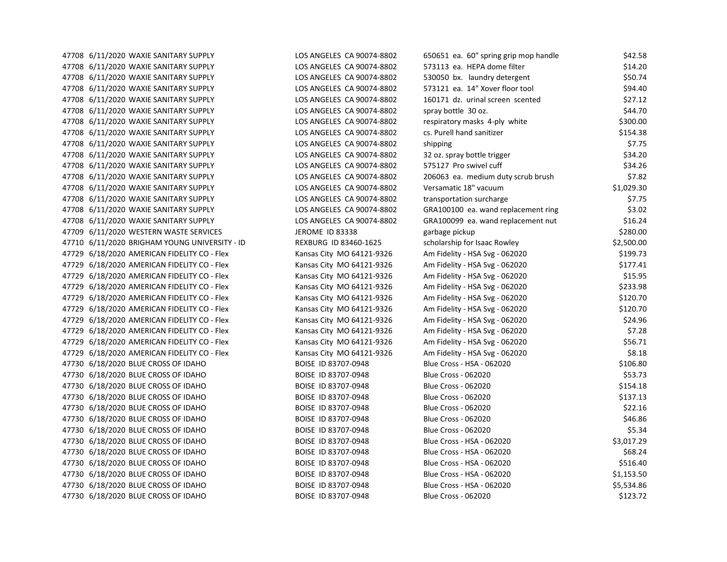| | | | | | |
|---|---|---|---|---|---|
| 47708 | 6/11/2020 | WAXIE SANITARY SUPPLY | LOS ANGELES CA 90074-8802 | 650651 ea. 60" spring grip mop handle | $42.58 |
| 47708 | 6/11/2020 | WAXIE SANITARY SUPPLY | LOS ANGELES CA 90074-8802 | 573113 ea. HEPA dome filter | $14.20 |
| 47708 | 6/11/2020 | WAXIE SANITARY SUPPLY | LOS ANGELES CA 90074-8802 | 530050 bx. laundry detergent | $50.74 |
| 47708 | 6/11/2020 | WAXIE SANITARY SUPPLY | LOS ANGELES CA 90074-8802 | 573121 ea. 14" Xover floor tool | $94.40 |
| 47708 | 6/11/2020 | WAXIE SANITARY SUPPLY | LOS ANGELES CA 90074-8802 | 160171 dz. urinal screen scented | $27.12 |
| 47708 | 6/11/2020 | WAXIE SANITARY SUPPLY | LOS ANGELES CA 90074-8802 | spray bottle 30 oz. | $44.70 |
| 47708 | 6/11/2020 | WAXIE SANITARY SUPPLY | LOS ANGELES CA 90074-8802 | respiratory masks 4-ply white | $300.00 |
| 47708 | 6/11/2020 | WAXIE SANITARY SUPPLY | LOS ANGELES CA 90074-8802 | cs. Purell hand sanitizer | $154.38 |
| 47708 | 6/11/2020 | WAXIE SANITARY SUPPLY | LOS ANGELES CA 90074-8802 | shipping | $7.75 |
| 47708 | 6/11/2020 | WAXIE SANITARY SUPPLY | LOS ANGELES CA 90074-8802 | 32 oz. spray bottle trigger | $34.20 |
| 47708 | 6/11/2020 | WAXIE SANITARY SUPPLY | LOS ANGELES CA 90074-8802 | 575127 Pro swivel cuff | $34.26 |
| 47708 | 6/11/2020 | WAXIE SANITARY SUPPLY | LOS ANGELES CA 90074-8802 | 206063 ea. medium duty scrub brush | $7.82 |
| 47708 | 6/11/2020 | WAXIE SANITARY SUPPLY | LOS ANGELES CA 90074-8802 | Versamatic 18" vacuum | $1,029.30 |
| 47708 | 6/11/2020 | WAXIE SANITARY SUPPLY | LOS ANGELES CA 90074-8802 | transportation surcharge | $7.75 |
| 47708 | 6/11/2020 | WAXIE SANITARY SUPPLY | LOS ANGELES CA 90074-8802 | GRA100100 ea. wand replacement ring | $3.02 |
| 47708 | 6/11/2020 | WAXIE SANITARY SUPPLY | LOS ANGELES CA 90074-8802 | GRA100099 ea. wand replacement nut | $16.24 |
| 47709 | 6/11/2020 | WESTERN WASTE SERVICES | JEROME ID 83338 | garbage pickup | $280.00 |
| 47710 | 6/11/2020 | BRIGHAM YOUNG UNIVERSITY - ID | REXBURG ID 83460-1625 | scholarship for Isaac Rowley | $2,500.00 |
| 47729 | 6/18/2020 | AMERICAN FIDELITY CO - Flex | Kansas City MO 64121-9326 | Am Fidelity - HSA Svg - 062020 | $199.73 |
| 47729 | 6/18/2020 | AMERICAN FIDELITY CO - Flex | Kansas City MO 64121-9326 | Am Fidelity - HSA Svg - 062020 | $177.41 |
| 47729 | 6/18/2020 | AMERICAN FIDELITY CO - Flex | Kansas City MO 64121-9326 | Am Fidelity - HSA Svg - 062020 | $15.95 |
| 47729 | 6/18/2020 | AMERICAN FIDELITY CO - Flex | Kansas City MO 64121-9326 | Am Fidelity - HSA Svg - 062020 | $233.98 |
| 47729 | 6/18/2020 | AMERICAN FIDELITY CO - Flex | Kansas City MO 64121-9326 | Am Fidelity - HSA Svg - 062020 | $120.70 |
| 47729 | 6/18/2020 | AMERICAN FIDELITY CO - Flex | Kansas City MO 64121-9326 | Am Fidelity - HSA Svg - 062020 | $120.70 |
| 47729 | 6/18/2020 | AMERICAN FIDELITY CO - Flex | Kansas City MO 64121-9326 | Am Fidelity - HSA Svg - 062020 | $24.96 |
| 47729 | 6/18/2020 | AMERICAN FIDELITY CO - Flex | Kansas City MO 64121-9326 | Am Fidelity - HSA Svg - 062020 | $7.28 |
| 47729 | 6/18/2020 | AMERICAN FIDELITY CO - Flex | Kansas City MO 64121-9326 | Am Fidelity - HSA Svg - 062020 | $56.71 |
| 47729 | 6/18/2020 | AMERICAN FIDELITY CO - Flex | Kansas City MO 64121-9326 | Am Fidelity - HSA Svg - 062020 | $8.18 |
| 47730 | 6/18/2020 | BLUE CROSS OF IDAHO | BOISE ID 83707-0948 | Blue Cross - HSA - 062020 | $106.80 |
| 47730 | 6/18/2020 | BLUE CROSS OF IDAHO | BOISE ID 83707-0948 | Blue Cross - 062020 | $53.73 |
| 47730 | 6/18/2020 | BLUE CROSS OF IDAHO | BOISE ID 83707-0948 | Blue Cross - 062020 | $154.18 |
| 47730 | 6/18/2020 | BLUE CROSS OF IDAHO | BOISE ID 83707-0948 | Blue Cross - 062020 | $137.13 |
| 47730 | 6/18/2020 | BLUE CROSS OF IDAHO | BOISE ID 83707-0948 | Blue Cross - 062020 | $22.16 |
| 47730 | 6/18/2020 | BLUE CROSS OF IDAHO | BOISE ID 83707-0948 | Blue Cross - 062020 | $46.86 |
| 47730 | 6/18/2020 | BLUE CROSS OF IDAHO | BOISE ID 83707-0948 | Blue Cross - 062020 | $5.34 |
| 47730 | 6/18/2020 | BLUE CROSS OF IDAHO | BOISE ID 83707-0948 | Blue Cross - HSA - 062020 | $3,017.29 |
| 47730 | 6/18/2020 | BLUE CROSS OF IDAHO | BOISE ID 83707-0948 | Blue Cross - HSA - 062020 | $68.24 |
| 47730 | 6/18/2020 | BLUE CROSS OF IDAHO | BOISE ID 83707-0948 | Blue Cross - HSA - 062020 | $516.40 |
| 47730 | 6/18/2020 | BLUE CROSS OF IDAHO | BOISE ID 83707-0948 | Blue Cross - HSA - 062020 | $1,153.50 |
| 47730 | 6/18/2020 | BLUE CROSS OF IDAHO | BOISE ID 83707-0948 | Blue Cross - HSA - 062020 | $5,534.86 |
| 47730 | 6/18/2020 | BLUE CROSS OF IDAHO | BOISE ID 83707-0948 | Blue Cross - 062020 | $123.72 |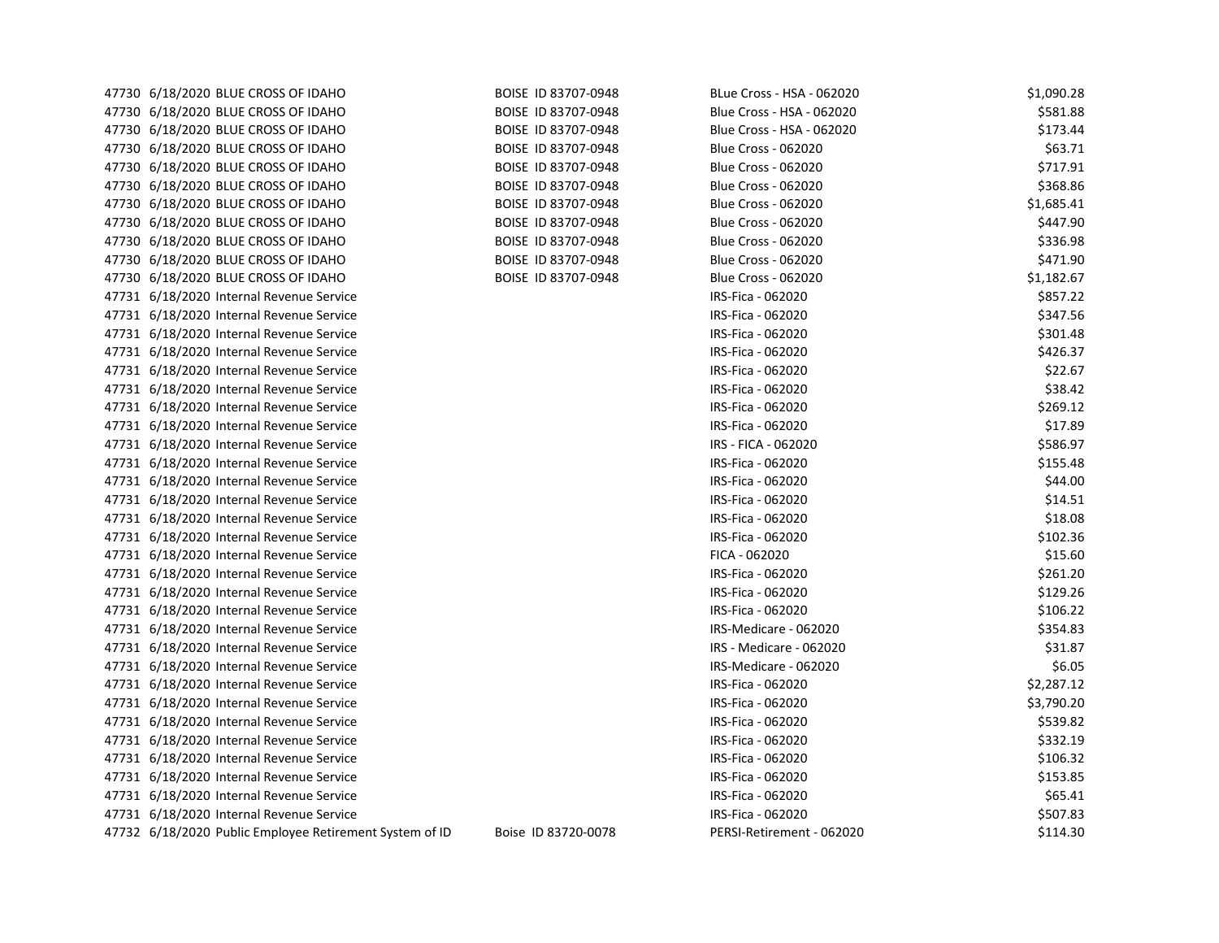| | | | | | |
|---|---|---|---|---|---|
| 47730 | 6/18/2020 | BLUE CROSS OF IDAHO | BOISE ID 83707-0948 | BLue Cross - HSA - 062020 | $1,090.28 |
| 47730 | 6/18/2020 | BLUE CROSS OF IDAHO | BOISE ID 83707-0948 | Blue Cross - HSA - 062020 | $581.88 |
| 47730 | 6/18/2020 | BLUE CROSS OF IDAHO | BOISE ID 83707-0948 | Blue Cross - HSA - 062020 | $173.44 |
| 47730 | 6/18/2020 | BLUE CROSS OF IDAHO | BOISE ID 83707-0948 | Blue Cross - 062020 | $63.71 |
| 47730 | 6/18/2020 | BLUE CROSS OF IDAHO | BOISE ID 83707-0948 | Blue Cross - 062020 | $717.91 |
| 47730 | 6/18/2020 | BLUE CROSS OF IDAHO | BOISE ID 83707-0948 | Blue Cross - 062020 | $368.86 |
| 47730 | 6/18/2020 | BLUE CROSS OF IDAHO | BOISE ID 83707-0948 | Blue Cross - 062020 | $1,685.41 |
| 47730 | 6/18/2020 | BLUE CROSS OF IDAHO | BOISE ID 83707-0948 | Blue Cross - 062020 | $447.90 |
| 47730 | 6/18/2020 | BLUE CROSS OF IDAHO | BOISE ID 83707-0948 | Blue Cross - 062020 | $336.98 |
| 47730 | 6/18/2020 | BLUE CROSS OF IDAHO | BOISE ID 83707-0948 | Blue Cross - 062020 | $471.90 |
| 47730 | 6/18/2020 | BLUE CROSS OF IDAHO | BOISE ID 83707-0948 | Blue Cross - 062020 | $1,182.67 |
| 47731 | 6/18/2020 | Internal Revenue Service | | IRS-Fica - 062020 | $857.22 |
| 47731 | 6/18/2020 | Internal Revenue Service | | IRS-Fica - 062020 | $347.56 |
| 47731 | 6/18/2020 | Internal Revenue Service | | IRS-Fica - 062020 | $301.48 |
| 47731 | 6/18/2020 | Internal Revenue Service | | IRS-Fica - 062020 | $426.37 |
| 47731 | 6/18/2020 | Internal Revenue Service | | IRS-Fica - 062020 | $22.67 |
| 47731 | 6/18/2020 | Internal Revenue Service | | IRS-Fica - 062020 | $38.42 |
| 47731 | 6/18/2020 | Internal Revenue Service | | IRS-Fica - 062020 | $269.12 |
| 47731 | 6/18/2020 | Internal Revenue Service | | IRS-Fica - 062020 | $17.89 |
| 47731 | 6/18/2020 | Internal Revenue Service | | IRS - FICA - 062020 | $586.97 |
| 47731 | 6/18/2020 | Internal Revenue Service | | IRS-Fica - 062020 | $155.48 |
| 47731 | 6/18/2020 | Internal Revenue Service | | IRS-Fica - 062020 | $44.00 |
| 47731 | 6/18/2020 | Internal Revenue Service | | IRS-Fica - 062020 | $14.51 |
| 47731 | 6/18/2020 | Internal Revenue Service | | IRS-Fica - 062020 | $18.08 |
| 47731 | 6/18/2020 | Internal Revenue Service | | IRS-Fica - 062020 | $102.36 |
| 47731 | 6/18/2020 | Internal Revenue Service | | FICA - 062020 | $15.60 |
| 47731 | 6/18/2020 | Internal Revenue Service | | IRS-Fica - 062020 | $261.20 |
| 47731 | 6/18/2020 | Internal Revenue Service | | IRS-Fica - 062020 | $129.26 |
| 47731 | 6/18/2020 | Internal Revenue Service | | IRS-Fica - 062020 | $106.22 |
| 47731 | 6/18/2020 | Internal Revenue Service | | IRS-Medicare - 062020 | $354.83 |
| 47731 | 6/18/2020 | Internal Revenue Service | | IRS - Medicare - 062020 | $31.87 |
| 47731 | 6/18/2020 | Internal Revenue Service | | IRS-Medicare - 062020 | $6.05 |
| 47731 | 6/18/2020 | Internal Revenue Service | | IRS-Fica - 062020 | $2,287.12 |
| 47731 | 6/18/2020 | Internal Revenue Service | | IRS-Fica - 062020 | $3,790.20 |
| 47731 | 6/18/2020 | Internal Revenue Service | | IRS-Fica - 062020 | $539.82 |
| 47731 | 6/18/2020 | Internal Revenue Service | | IRS-Fica - 062020 | $332.19 |
| 47731 | 6/18/2020 | Internal Revenue Service | | IRS-Fica - 062020 | $106.32 |
| 47731 | 6/18/2020 | Internal Revenue Service | | IRS-Fica - 062020 | $153.85 |
| 47731 | 6/18/2020 | Internal Revenue Service | | IRS-Fica - 062020 | $65.41 |
| 47731 | 6/18/2020 | Internal Revenue Service | | IRS-Fica - 062020 | $507.83 |
| 47732 | 6/18/2020 | Public Employee Retirement System of ID | Boise ID 83720-0078 | PERSI-Retirement - 062020 | $114.30 |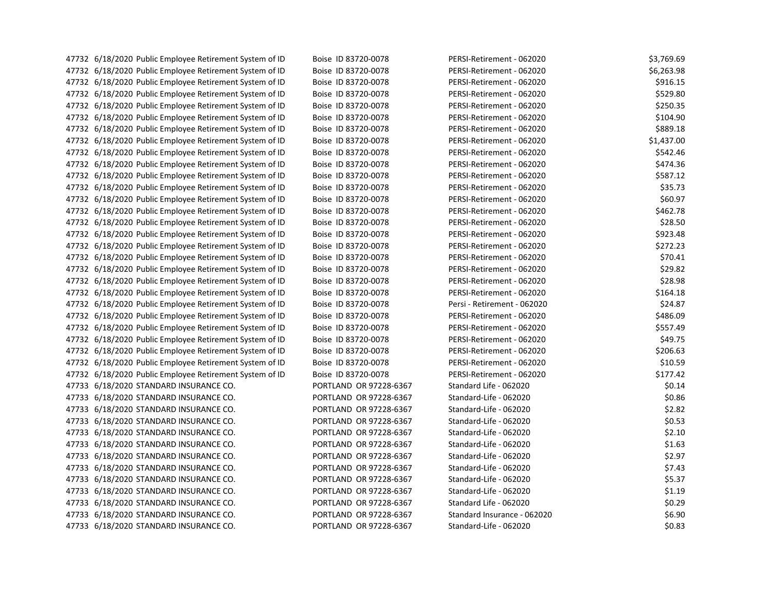| | | | | | |
|---|---|---|---|---|---|
| 47732 | 6/18/2020 | Public Employee Retirement System of ID | Boise ID 83720-0078 | PERSI-Retirement - 062020 | $3,769.69 |
| 47732 | 6/18/2020 | Public Employee Retirement System of ID | Boise ID 83720-0078 | PERSI-Retirement - 062020 | $6,263.98 |
| 47732 | 6/18/2020 | Public Employee Retirement System of ID | Boise ID 83720-0078 | PERSI-Retirement - 062020 | $916.15 |
| 47732 | 6/18/2020 | Public Employee Retirement System of ID | Boise ID 83720-0078 | PERSI-Retirement - 062020 | $529.80 |
| 47732 | 6/18/2020 | Public Employee Retirement System of ID | Boise ID 83720-0078 | PERSI-Retirement - 062020 | $250.35 |
| 47732 | 6/18/2020 | Public Employee Retirement System of ID | Boise ID 83720-0078 | PERSI-Retirement - 062020 | $104.90 |
| 47732 | 6/18/2020 | Public Employee Retirement System of ID | Boise ID 83720-0078 | PERSI-Retirement - 062020 | $889.18 |
| 47732 | 6/18/2020 | Public Employee Retirement System of ID | Boise ID 83720-0078 | PERSI-Retirement - 062020 | $1,437.00 |
| 47732 | 6/18/2020 | Public Employee Retirement System of ID | Boise ID 83720-0078 | PERSI-Retirement - 062020 | $542.46 |
| 47732 | 6/18/2020 | Public Employee Retirement System of ID | Boise ID 83720-0078 | PERSI-Retirement - 062020 | $474.36 |
| 47732 | 6/18/2020 | Public Employee Retirement System of ID | Boise ID 83720-0078 | PERSI-Retirement - 062020 | $587.12 |
| 47732 | 6/18/2020 | Public Employee Retirement System of ID | Boise ID 83720-0078 | PERSI-Retirement - 062020 | $35.73 |
| 47732 | 6/18/2020 | Public Employee Retirement System of ID | Boise ID 83720-0078 | PERSI-Retirement - 062020 | $60.97 |
| 47732 | 6/18/2020 | Public Employee Retirement System of ID | Boise ID 83720-0078 | PERSI-Retirement - 062020 | $462.78 |
| 47732 | 6/18/2020 | Public Employee Retirement System of ID | Boise ID 83720-0078 | PERSI-Retirement - 062020 | $28.50 |
| 47732 | 6/18/2020 | Public Employee Retirement System of ID | Boise ID 83720-0078 | PERSI-Retirement - 062020 | $923.48 |
| 47732 | 6/18/2020 | Public Employee Retirement System of ID | Boise ID 83720-0078 | PERSI-Retirement - 062020 | $272.23 |
| 47732 | 6/18/2020 | Public Employee Retirement System of ID | Boise ID 83720-0078 | PERSI-Retirement - 062020 | $70.41 |
| 47732 | 6/18/2020 | Public Employee Retirement System of ID | Boise ID 83720-0078 | PERSI-Retirement - 062020 | $29.82 |
| 47732 | 6/18/2020 | Public Employee Retirement System of ID | Boise ID 83720-0078 | PERSI-Retirement - 062020 | $28.98 |
| 47732 | 6/18/2020 | Public Employee Retirement System of ID | Boise ID 83720-0078 | PERSI-Retirement - 062020 | $164.18 |
| 47732 | 6/18/2020 | Public Employee Retirement System of ID | Boise ID 83720-0078 | Persi - Retirement - 062020 | $24.87 |
| 47732 | 6/18/2020 | Public Employee Retirement System of ID | Boise ID 83720-0078 | PERSI-Retirement - 062020 | $486.09 |
| 47732 | 6/18/2020 | Public Employee Retirement System of ID | Boise ID 83720-0078 | PERSI-Retirement - 062020 | $557.49 |
| 47732 | 6/18/2020 | Public Employee Retirement System of ID | Boise ID 83720-0078 | PERSI-Retirement - 062020 | $49.75 |
| 47732 | 6/18/2020 | Public Employee Retirement System of ID | Boise ID 83720-0078 | PERSI-Retirement - 062020 | $206.63 |
| 47732 | 6/18/2020 | Public Employee Retirement System of ID | Boise ID 83720-0078 | PERSI-Retirement - 062020 | $10.59 |
| 47732 | 6/18/2020 | Public Employee Retirement System of ID | Boise ID 83720-0078 | PERSI-Retirement - 062020 | $177.42 |
| 47733 | 6/18/2020 | STANDARD INSURANCE CO. | PORTLAND OR 97228-6367 | Standard Life - 062020 | $0.14 |
| 47733 | 6/18/2020 | STANDARD INSURANCE CO. | PORTLAND OR 97228-6367 | Standard-Life - 062020 | $0.86 |
| 47733 | 6/18/2020 | STANDARD INSURANCE CO. | PORTLAND OR 97228-6367 | Standard-Life - 062020 | $2.82 |
| 47733 | 6/18/2020 | STANDARD INSURANCE CO. | PORTLAND OR 97228-6367 | Standard-Life - 062020 | $0.53 |
| 47733 | 6/18/2020 | STANDARD INSURANCE CO. | PORTLAND OR 97228-6367 | Standard-Life - 062020 | $2.10 |
| 47733 | 6/18/2020 | STANDARD INSURANCE CO. | PORTLAND OR 97228-6367 | Standard-Life - 062020 | $1.63 |
| 47733 | 6/18/2020 | STANDARD INSURANCE CO. | PORTLAND OR 97228-6367 | Standard-Life - 062020 | $2.97 |
| 47733 | 6/18/2020 | STANDARD INSURANCE CO. | PORTLAND OR 97228-6367 | Standard-Life - 062020 | $7.43 |
| 47733 | 6/18/2020 | STANDARD INSURANCE CO. | PORTLAND OR 97228-6367 | Standard-Life - 062020 | $5.37 |
| 47733 | 6/18/2020 | STANDARD INSURANCE CO. | PORTLAND OR 97228-6367 | Standard-Life - 062020 | $1.19 |
| 47733 | 6/18/2020 | STANDARD INSURANCE CO. | PORTLAND OR 97228-6367 | Standard Life - 062020 | $0.29 |
| 47733 | 6/18/2020 | STANDARD INSURANCE CO. | PORTLAND OR 97228-6367 | Standard Insurance - 062020 | $6.90 |
| 47733 | 6/18/2020 | STANDARD INSURANCE CO. | PORTLAND OR 97228-6367 | Standard-Life - 062020 | $0.83 |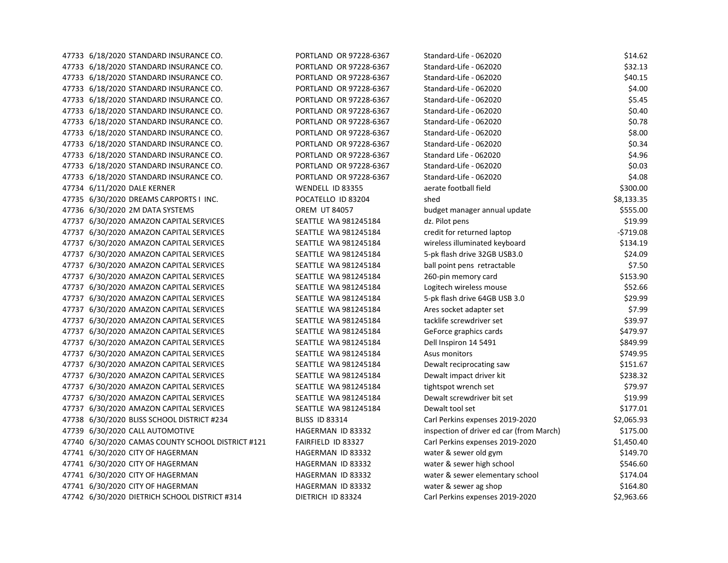| | | | | | |
|---|---|---|---|---|---|
| 47733 | 6/18/2020 | STANDARD INSURANCE CO. | PORTLAND OR 97228-6367 | Standard-Life - 062020 | $14.62 |
| 47733 | 6/18/2020 | STANDARD INSURANCE CO. | PORTLAND OR 97228-6367 | Standard-Life - 062020 | $32.13 |
| 47733 | 6/18/2020 | STANDARD INSURANCE CO. | PORTLAND OR 97228-6367 | Standard-Life - 062020 | $40.15 |
| 47733 | 6/18/2020 | STANDARD INSURANCE CO. | PORTLAND OR 97228-6367 | Standard-Life - 062020 | $4.00 |
| 47733 | 6/18/2020 | STANDARD INSURANCE CO. | PORTLAND OR 97228-6367 | Standard-Life - 062020 | $5.45 |
| 47733 | 6/18/2020 | STANDARD INSURANCE CO. | PORTLAND OR 97228-6367 | Standard-Life - 062020 | $0.40 |
| 47733 | 6/18/2020 | STANDARD INSURANCE CO. | PORTLAND OR 97228-6367 | Standard-Life - 062020 | $0.78 |
| 47733 | 6/18/2020 | STANDARD INSURANCE CO. | PORTLAND OR 97228-6367 | Standard-Life - 062020 | $8.00 |
| 47733 | 6/18/2020 | STANDARD INSURANCE CO. | PORTLAND OR 97228-6367 | Standard-Life - 062020 | $0.34 |
| 47733 | 6/18/2020 | STANDARD INSURANCE CO. | PORTLAND OR 97228-6367 | Standard Life - 062020 | $4.96 |
| 47733 | 6/18/2020 | STANDARD INSURANCE CO. | PORTLAND OR 97228-6367 | Standard-Life - 062020 | $0.03 |
| 47733 | 6/18/2020 | STANDARD INSURANCE CO. | PORTLAND OR 97228-6367 | Standard-Life - 062020 | $4.08 |
| 47734 | 6/11/2020 | DALE KERNER | WENDELL ID 83355 | aerate football field | $300.00 |
| 47735 | 6/30/2020 | DREAMS CARPORTS I INC. | POCATELLO ID 83204 | shed | $8,133.35 |
| 47736 | 6/30/2020 | 2M DATA SYSTEMS | OREM UT 84057 | budget manager annual update | $555.00 |
| 47737 | 6/30/2020 | AMAZON CAPITAL SERVICES | SEATTLE WA 981245184 | dz. Pilot pens | $19.99 |
| 47737 | 6/30/2020 | AMAZON CAPITAL SERVICES | SEATTLE WA 981245184 | credit for returned laptop | -$719.08 |
| 47737 | 6/30/2020 | AMAZON CAPITAL SERVICES | SEATTLE WA 981245184 | wireless illuminated keyboard | $134.19 |
| 47737 | 6/30/2020 | AMAZON CAPITAL SERVICES | SEATTLE WA 981245184 | 5-pk flash drive 32GB USB3.0 | $24.09 |
| 47737 | 6/30/2020 | AMAZON CAPITAL SERVICES | SEATTLE WA 981245184 | ball point pens retractable | $7.50 |
| 47737 | 6/30/2020 | AMAZON CAPITAL SERVICES | SEATTLE WA 981245184 | 260-pin memory card | $153.90 |
| 47737 | 6/30/2020 | AMAZON CAPITAL SERVICES | SEATTLE WA 981245184 | Logitech wireless mouse | $52.66 |
| 47737 | 6/30/2020 | AMAZON CAPITAL SERVICES | SEATTLE WA 981245184 | 5-pk flash drive 64GB USB 3.0 | $29.99 |
| 47737 | 6/30/2020 | AMAZON CAPITAL SERVICES | SEATTLE WA 981245184 | Ares socket adapter set | $7.99 |
| 47737 | 6/30/2020 | AMAZON CAPITAL SERVICES | SEATTLE WA 981245184 | tacklife screwdriver set | $39.97 |
| 47737 | 6/30/2020 | AMAZON CAPITAL SERVICES | SEATTLE WA 981245184 | GeForce graphics cards | $479.97 |
| 47737 | 6/30/2020 | AMAZON CAPITAL SERVICES | SEATTLE WA 981245184 | Dell Inspiron 14 5491 | $849.99 |
| 47737 | 6/30/2020 | AMAZON CAPITAL SERVICES | SEATTLE WA 981245184 | Asus monitors | $749.95 |
| 47737 | 6/30/2020 | AMAZON CAPITAL SERVICES | SEATTLE WA 981245184 | Dewalt reciprocating saw | $151.67 |
| 47737 | 6/30/2020 | AMAZON CAPITAL SERVICES | SEATTLE WA 981245184 | Dewalt impact driver kit | $238.32 |
| 47737 | 6/30/2020 | AMAZON CAPITAL SERVICES | SEATTLE WA 981245184 | tightspot wrench set | $79.97 |
| 47737 | 6/30/2020 | AMAZON CAPITAL SERVICES | SEATTLE WA 981245184 | Dewalt screwdriver bit set | $19.99 |
| 47737 | 6/30/2020 | AMAZON CAPITAL SERVICES | SEATTLE WA 981245184 | Dewalt tool set | $177.01 |
| 47738 | 6/30/2020 | BLISS SCHOOL DISTRICT #234 | BLISS ID 83314 | Carl Perkins expenses 2019-2020 | $2,065.93 |
| 47739 | 6/30/2020 | CALL AUTOMOTIVE | HAGERMAN ID 83332 | inspection of driver ed car (from March) | $175.00 |
| 47740 | 6/30/2020 | CAMAS COUNTY SCHOOL DISTRICT #121 | FAIRFIELD ID 83327 | Carl Perkins expenses 2019-2020 | $1,450.40 |
| 47741 | 6/30/2020 | CITY OF HAGERMAN | HAGERMAN ID 83332 | water & sewer old gym | $149.70 |
| 47741 | 6/30/2020 | CITY OF HAGERMAN | HAGERMAN ID 83332 | water & sewer high school | $546.60 |
| 47741 | 6/30/2020 | CITY OF HAGERMAN | HAGERMAN ID 83332 | water & sewer elementary school | $174.04 |
| 47741 | 6/30/2020 | CITY OF HAGERMAN | HAGERMAN ID 83332 | water & sewer ag shop | $164.80 |
| 47742 | 6/30/2020 | DIETRICH SCHOOL DISTRICT #314 | DIETRICH ID 83324 | Carl Perkins expenses 2019-2020 | $2,963.66 |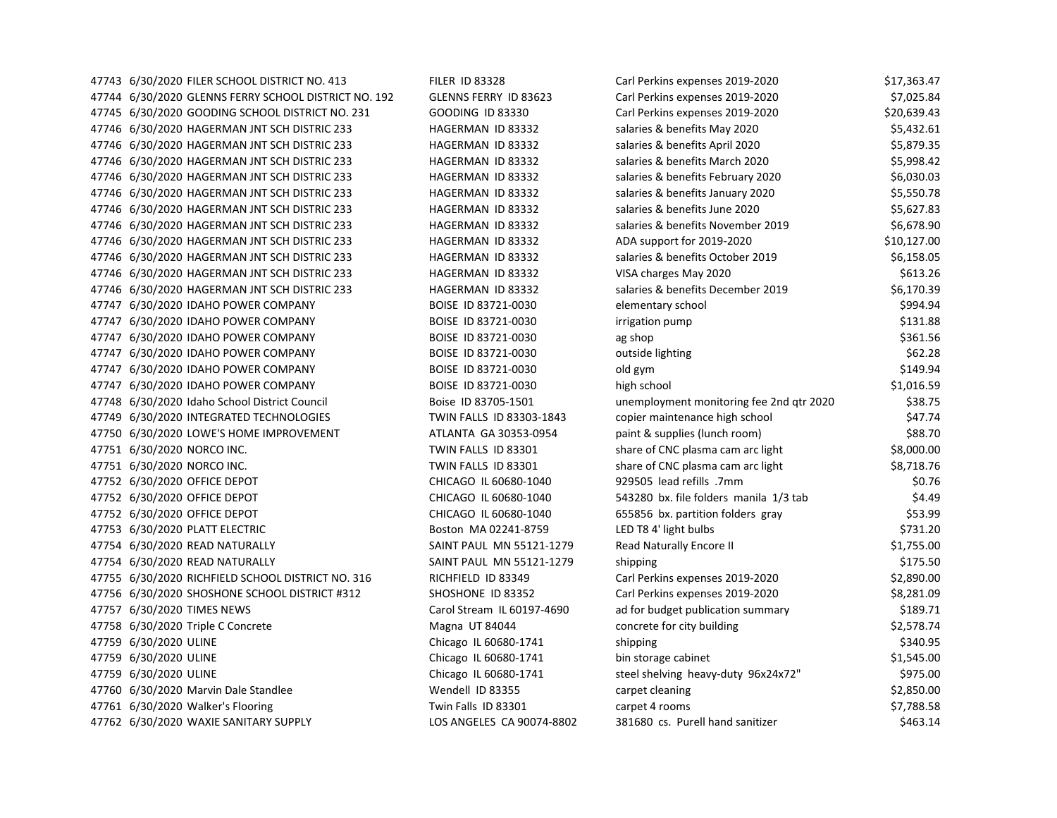| | | | | | |
|---|---|---|---|---|---|
| 47743 | 6/30/2020 | FILER SCHOOL DISTRICT NO. 413 | FILER ID 83328 | Carl Perkins expenses 2019-2020 | $17,363.47 |
| 47744 | 6/30/2020 | GLENNS FERRY SCHOOL DISTRICT NO. 192 | GLENNS FERRY ID 83623 | Carl Perkins expenses 2019-2020 | $7,025.84 |
| 47745 | 6/30/2020 | GOODING SCHOOL DISTRICT NO. 231 | GOODING ID 83330 | Carl Perkins expenses 2019-2020 | $20,639.43 |
| 47746 | 6/30/2020 | HAGERMAN JNT SCH DISTRIC 233 | HAGERMAN ID 83332 | salaries & benefits May 2020 | $5,432.61 |
| 47746 | 6/30/2020 | HAGERMAN JNT SCH DISTRIC 233 | HAGERMAN ID 83332 | salaries & benefits April 2020 | $5,879.35 |
| 47746 | 6/30/2020 | HAGERMAN JNT SCH DISTRIC 233 | HAGERMAN ID 83332 | salaries & benefits March 2020 | $5,998.42 |
| 47746 | 6/30/2020 | HAGERMAN JNT SCH DISTRIC 233 | HAGERMAN ID 83332 | salaries & benefits February 2020 | $6,030.03 |
| 47746 | 6/30/2020 | HAGERMAN JNT SCH DISTRIC 233 | HAGERMAN ID 83332 | salaries & benefits January 2020 | $5,550.78 |
| 47746 | 6/30/2020 | HAGERMAN JNT SCH DISTRIC 233 | HAGERMAN ID 83332 | salaries & benefits June 2020 | $5,627.83 |
| 47746 | 6/30/2020 | HAGERMAN JNT SCH DISTRIC 233 | HAGERMAN ID 83332 | salaries & benefits November 2019 | $6,678.90 |
| 47746 | 6/30/2020 | HAGERMAN JNT SCH DISTRIC 233 | HAGERMAN ID 83332 | ADA support for 2019-2020 | $10,127.00 |
| 47746 | 6/30/2020 | HAGERMAN JNT SCH DISTRIC 233 | HAGERMAN ID 83332 | salaries & benefits October 2019 | $6,158.05 |
| 47746 | 6/30/2020 | HAGERMAN JNT SCH DISTRIC 233 | HAGERMAN ID 83332 | VISA charges May 2020 | $613.26 |
| 47746 | 6/30/2020 | HAGERMAN JNT SCH DISTRIC 233 | HAGERMAN ID 83332 | salaries & benefits December 2019 | $6,170.39 |
| 47747 | 6/30/2020 | IDAHO POWER COMPANY | BOISE ID 83721-0030 | elementary school | $994.94 |
| 47747 | 6/30/2020 | IDAHO POWER COMPANY | BOISE ID 83721-0030 | irrigation pump | $131.88 |
| 47747 | 6/30/2020 | IDAHO POWER COMPANY | BOISE ID 83721-0030 | ag shop | $361.56 |
| 47747 | 6/30/2020 | IDAHO POWER COMPANY | BOISE ID 83721-0030 | outside lighting | $62.28 |
| 47747 | 6/30/2020 | IDAHO POWER COMPANY | BOISE ID 83721-0030 | old gym | $149.94 |
| 47747 | 6/30/2020 | IDAHO POWER COMPANY | BOISE ID 83721-0030 | high school | $1,016.59 |
| 47748 | 6/30/2020 | Idaho School District Council | Boise ID 83705-1501 | unemployment monitoring fee 2nd qtr 2020 | $38.75 |
| 47749 | 6/30/2020 | INTEGRATED TECHNOLOGIES | TWIN FALLS ID 83303-1843 | copier maintenance high school | $47.74 |
| 47750 | 6/30/2020 | LOWE'S HOME IMPROVEMENT | ATLANTA GA 30353-0954 | paint & supplies (lunch room) | $88.70 |
| 47751 | 6/30/2020 | NORCO INC. | TWIN FALLS ID 83301 | share of CNC plasma cam arc light | $8,000.00 |
| 47751 | 6/30/2020 | NORCO INC. | TWIN FALLS ID 83301 | share of CNC plasma cam arc light | $8,718.76 |
| 47752 | 6/30/2020 | OFFICE DEPOT | CHICAGO IL 60680-1040 | 929505 lead refills .7mm | $0.76 |
| 47752 | 6/30/2020 | OFFICE DEPOT | CHICAGO IL 60680-1040 | 543280 bx. file folders manila 1/3 tab | $4.49 |
| 47752 | 6/30/2020 | OFFICE DEPOT | CHICAGO IL 60680-1040 | 655856 bx. partition folders gray | $53.99 |
| 47753 | 6/30/2020 | PLATT ELECTRIC | Boston MA 02241-8759 | LED T8 4' light bulbs | $731.20 |
| 47754 | 6/30/2020 | READ NATURALLY | SAINT PAUL MN 55121-1279 | Read Naturally Encore II | $1,755.00 |
| 47754 | 6/30/2020 | READ NATURALLY | SAINT PAUL MN 55121-1279 | shipping | $175.50 |
| 47755 | 6/30/2020 | RICHFIELD SCHOOL DISTRICT NO. 316 | RICHFIELD ID 83349 | Carl Perkins expenses 2019-2020 | $2,890.00 |
| 47756 | 6/30/2020 | SHOSHONE SCHOOL DISTRICT #312 | SHOSHONE ID 83352 | Carl Perkins expenses 2019-2020 | $8,281.09 |
| 47757 | 6/30/2020 | TIMES NEWS | Carol Stream IL 60197-4690 | ad for budget publication summary | $189.71 |
| 47758 | 6/30/2020 | Triple C Concrete | Magna UT 84044 | concrete for city building | $2,578.74 |
| 47759 | 6/30/2020 | ULINE | Chicago IL 60680-1741 | shipping | $340.95 |
| 47759 | 6/30/2020 | ULINE | Chicago IL 60680-1741 | bin storage cabinet | $1,545.00 |
| 47759 | 6/30/2020 | ULINE | Chicago IL 60680-1741 | steel shelving heavy-duty 96x24x72" | $975.00 |
| 47760 | 6/30/2020 | Marvin Dale Standlee | Wendell ID 83355 | carpet cleaning | $2,850.00 |
| 47761 | 6/30/2020 | Walker's Flooring | Twin Falls ID 83301 | carpet 4 rooms | $7,788.58 |
| 47762 | 6/30/2020 | WAXIE SANITARY SUPPLY | LOS ANGELES CA 90074-8802 | 381680 cs. Purell hand sanitizer | $463.14 |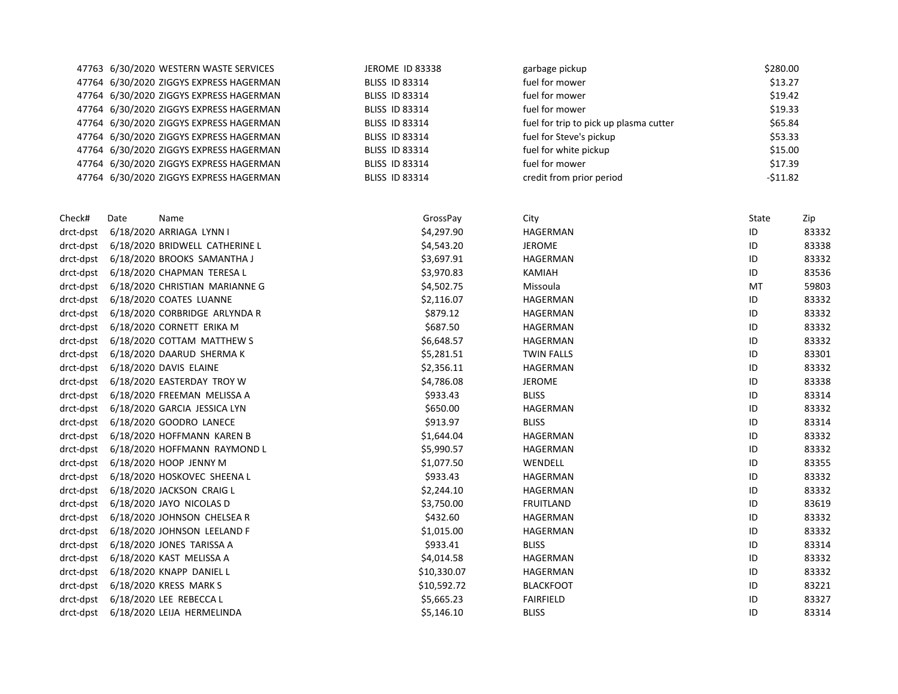| | | | | | |
|---|---|---|---|---|---|
| 47763 | 6/30/2020 | WESTERN WASTE SERVICES | JEROME ID 83338 | garbage pickup | $280.00 |
| 47764 | 6/30/2020 | ZIGGYS EXPRESS HAGERMAN | BLISS ID 83314 | fuel for mower | $13.27 |
| 47764 | 6/30/2020 | ZIGGYS EXPRESS HAGERMAN | BLISS ID 83314 | fuel for mower | $19.42 |
| 47764 | 6/30/2020 | ZIGGYS EXPRESS HAGERMAN | BLISS ID 83314 | fuel for mower | $19.33 |
| 47764 | 6/30/2020 | ZIGGYS EXPRESS HAGERMAN | BLISS ID 83314 | fuel for trip to pick up plasma cutter | $65.84 |
| 47764 | 6/30/2020 | ZIGGYS EXPRESS HAGERMAN | BLISS ID 83314 | fuel for Steve's pickup | $53.33 |
| 47764 | 6/30/2020 | ZIGGYS EXPRESS HAGERMAN | BLISS ID 83314 | fuel for white pickup | $15.00 |
| 47764 | 6/30/2020 | ZIGGYS EXPRESS HAGERMAN | BLISS ID 83314 | fuel for mower | $17.39 |
| 47764 | 6/30/2020 | ZIGGYS EXPRESS HAGERMAN | BLISS ID 83314 | credit from prior period | -$11.82 |

| Check# | Date | Name | GrossPay | City | State | Zip |
|---|---|---|---|---|---|---|
| drct-dpst | 6/18/2020 | ARRIAGA LYNN I | $4,297.90 | HAGERMAN | ID | 83332 |
| drct-dpst | 6/18/2020 | BRIDWELL CATHERINE L | $4,543.20 | JEROME | ID | 83338 |
| drct-dpst | 6/18/2020 | BROOKS SAMANTHA J | $3,697.91 | HAGERMAN | ID | 83332 |
| drct-dpst | 6/18/2020 | CHAPMAN TERESA L | $3,970.83 | KAMIAH | ID | 83536 |
| drct-dpst | 6/18/2020 | CHRISTIAN MARIANNE G | $4,502.75 | Missoula | MT | 59803 |
| drct-dpst | 6/18/2020 | COATES LUANNE | $2,116.07 | HAGERMAN | ID | 83332 |
| drct-dpst | 6/18/2020 | CORBRIDGE ARLYNDA R | $879.12 | HAGERMAN | ID | 83332 |
| drct-dpst | 6/18/2020 | CORNETT ERIKA M | $687.50 | HAGERMAN | ID | 83332 |
| drct-dpst | 6/18/2020 | COTTAM MATTHEW S | $6,648.57 | HAGERMAN | ID | 83332 |
| drct-dpst | 6/18/2020 | DAARUD SHERMA K | $5,281.51 | TWIN FALLS | ID | 83301 |
| drct-dpst | 6/18/2020 | DAVIS ELAINE | $2,356.11 | HAGERMAN | ID | 83332 |
| drct-dpst | 6/18/2020 | EASTERDAY TROY W | $4,786.08 | JEROME | ID | 83338 |
| drct-dpst | 6/18/2020 | FREEMAN MELISSA A | $933.43 | BLISS | ID | 83314 |
| drct-dpst | 6/18/2020 | GARCIA JESSICA LYN | $650.00 | HAGERMAN | ID | 83332 |
| drct-dpst | 6/18/2020 | GOODRO LANECE | $913.97 | BLISS | ID | 83314 |
| drct-dpst | 6/18/2020 | HOFFMANN KAREN B | $1,644.04 | HAGERMAN | ID | 83332 |
| drct-dpst | 6/18/2020 | HOFFMANN RAYMOND L | $5,990.57 | HAGERMAN | ID | 83332 |
| drct-dpst | 6/18/2020 | HOOP JENNY M | $1,077.50 | WENDELL | ID | 83355 |
| drct-dpst | 6/18/2020 | HOSKOVEC SHEENA L | $933.43 | HAGERMAN | ID | 83332 |
| drct-dpst | 6/18/2020 | JACKSON CRAIG L | $2,244.10 | HAGERMAN | ID | 83332 |
| drct-dpst | 6/18/2020 | JAYO NICOLAS D | $3,750.00 | FRUITLAND | ID | 83619 |
| drct-dpst | 6/18/2020 | JOHNSON CHELSEA R | $432.60 | HAGERMAN | ID | 83332 |
| drct-dpst | 6/18/2020 | JOHNSON LEELAND F | $1,015.00 | HAGERMAN | ID | 83332 |
| drct-dpst | 6/18/2020 | JONES TARISSA A | $933.41 | BLISS | ID | 83314 |
| drct-dpst | 6/18/2020 | KAST MELISSA A | $4,014.58 | HAGERMAN | ID | 83332 |
| drct-dpst | 6/18/2020 | KNAPP DANIEL L | $10,330.07 | HAGERMAN | ID | 83332 |
| drct-dpst | 6/18/2020 | KRESS MARK S | $10,592.72 | BLACKFOOT | ID | 83221 |
| drct-dpst | 6/18/2020 | LEE REBECCA L | $5,665.23 | FAIRFIELD | ID | 83327 |
| drct-dpst | 6/18/2020 | LEIJA HERMELINDA | $5,146.10 | BLISS | ID | 83314 |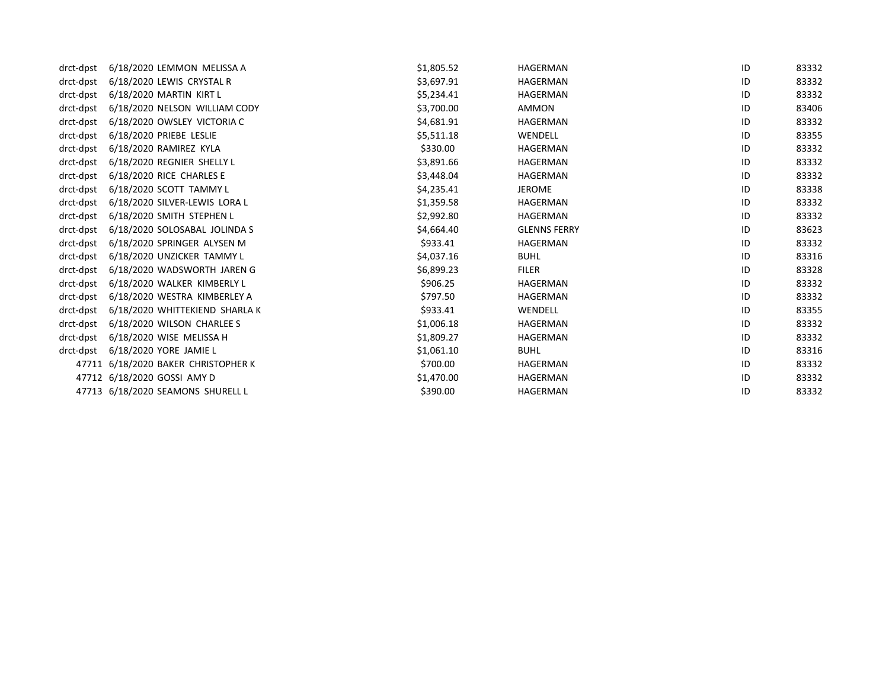| | | | | | | |
|---|---|---|---|---|---|---|
| drct-dpst | 6/18/2020 | LEMMON MELISSA A | $1,805.52 | HAGERMAN | ID | 83332 |
| drct-dpst | 6/18/2020 | LEWIS CRYSTAL R | $3,697.91 | HAGERMAN | ID | 83332 |
| drct-dpst | 6/18/2020 | MARTIN KIRT L | $5,234.41 | HAGERMAN | ID | 83332 |
| drct-dpst | 6/18/2020 | NELSON WILLIAM CODY | $3,700.00 | AMMON | ID | 83406 |
| drct-dpst | 6/18/2020 | OWSLEY VICTORIA C | $4,681.91 | HAGERMAN | ID | 83332 |
| drct-dpst | 6/18/2020 | PRIEBE LESLIE | $5,511.18 | WENDELL | ID | 83355 |
| drct-dpst | 6/18/2020 | RAMIREZ KYLA | $330.00 | HAGERMAN | ID | 83332 |
| drct-dpst | 6/18/2020 | REGNIER SHELLY L | $3,891.66 | HAGERMAN | ID | 83332 |
| drct-dpst | 6/18/2020 | RICE CHARLES E | $3,448.04 | HAGERMAN | ID | 83332 |
| drct-dpst | 6/18/2020 | SCOTT TAMMY L | $4,235.41 | JEROME | ID | 83338 |
| drct-dpst | 6/18/2020 | SILVER-LEWIS LORA L | $1,359.58 | HAGERMAN | ID | 83332 |
| drct-dpst | 6/18/2020 | SMITH STEPHEN L | $2,992.80 | HAGERMAN | ID | 83332 |
| drct-dpst | 6/18/2020 | SOLOSABAL JOLINDA S | $4,664.40 | GLENNS FERRY | ID | 83623 |
| drct-dpst | 6/18/2020 | SPRINGER ALYSEN M | $933.41 | HAGERMAN | ID | 83332 |
| drct-dpst | 6/18/2020 | UNZICKER TAMMY L | $4,037.16 | BUHL | ID | 83316 |
| drct-dpst | 6/18/2020 | WADSWORTH JAREN G | $6,899.23 | FILER | ID | 83328 |
| drct-dpst | 6/18/2020 | WALKER KIMBERLY L | $906.25 | HAGERMAN | ID | 83332 |
| drct-dpst | 6/18/2020 | WESTRA KIMBERLEY A | $797.50 | HAGERMAN | ID | 83332 |
| drct-dpst | 6/18/2020 | WHITTEKIEND SHARLA K | $933.41 | WENDELL | ID | 83355 |
| drct-dpst | 6/18/2020 | WILSON CHARLEE S | $1,006.18 | HAGERMAN | ID | 83332 |
| drct-dpst | 6/18/2020 | WISE MELISSA H | $1,809.27 | HAGERMAN | ID | 83332 |
| drct-dpst | 6/18/2020 | YORE JAMIE L | $1,061.10 | BUHL | ID | 83316 |
| 47711 | 6/18/2020 | BAKER CHRISTOPHER K | $700.00 | HAGERMAN | ID | 83332 |
| 47712 | 6/18/2020 | GOSSI AMY D | $1,470.00 | HAGERMAN | ID | 83332 |
| 47713 | 6/18/2020 | SEAMONS SHURELL L | $390.00 | HAGERMAN | ID | 83332 |